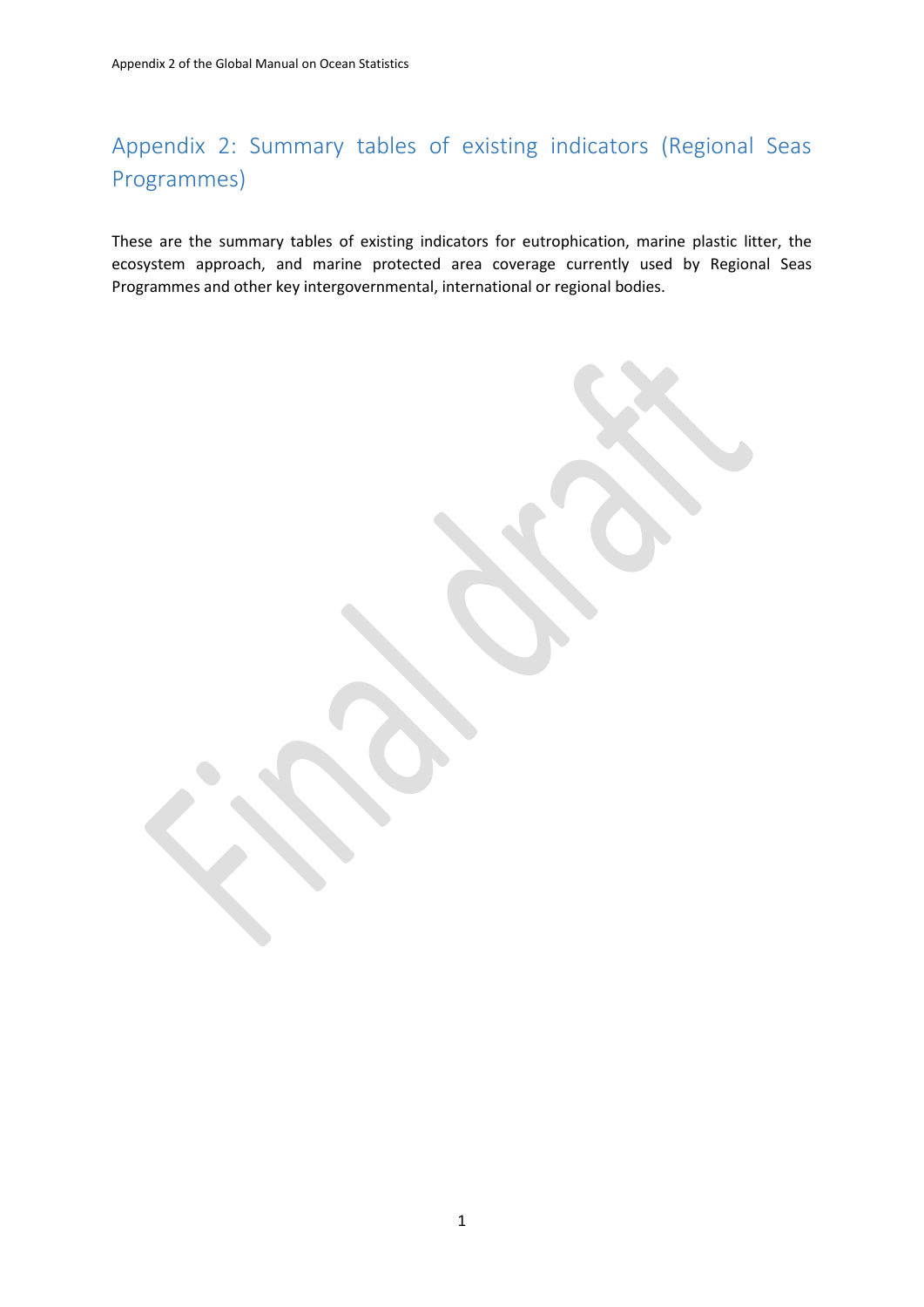# Appendix 2: Summary tables of existing indicators (Regional Seas Programmes)

These are the summary tables of existing indicators for eutrophication, marine plastic litter, the ecosystem approach, and marine protected area coverage currently used by Regional Seas Programmes and other key intergovernmental, international or regional bodies.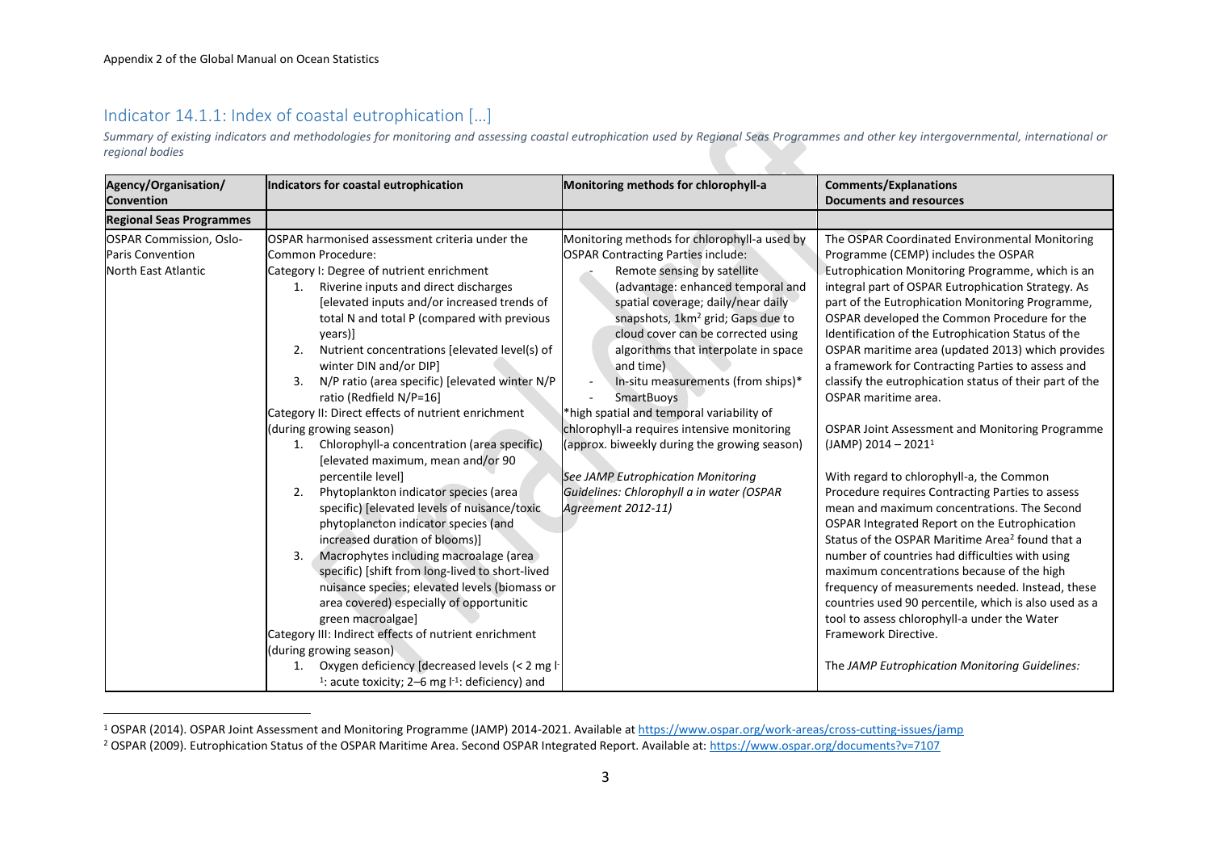## Indicator 14.1.1: Index of coastal eutrophication […]

*Summary of existing indicators and methodologies for monitoring and assessing coastal eutrophication used by Regional Seas Programmes and other key intergovernmental, international or regional bodies*

| Agency/Organisation/ Convention | Indicators for coastal eutrophication | Monitoring methods for chlorophyll-a | Comments/Explanations Documents and resources |
|---|---|---|---|
| **Regional Seas Programmes** | | | |
| OSPAR Commission, Oslo-Paris Convention<br>North East Atlantic | OSPAR harmonised assessment criteria under the Common Procedure:<br>Category I: Degree of nutrient enrichment<br>1. Riverine inputs and direct discharges [elevated inputs and/or increased trends of total N and total P (compared with previous years)]<br>2. Nutrient concentrations [elevated level(s) of winter DIN and/or DIP]<br>3. N/P ratio (area specific) [elevated winter N/P ratio (Redfield N/P=16]<br>Category II: Direct effects of nutrient enrichment (during growing season)<br>1. Chlorophyll-a concentration (area specific) [elevated maximum, mean and/or 90 percentile level]<br>2. Phytoplankton indicator species (area specific) [elevated levels of nuisance/toxic phytoplancton indicator species (and increased duration of blooms)]<br>3. Macrophytes including macroalage (area specific) [shift from long-lived to short-lived nuisance species; elevated levels (biomass or area covered) especially of opportunitic green macroalgae]<br>Category III: Indirect effects of nutrient enrichment (during growing season)<br>1. Oxygen deficiency [decreased levels (< 2 mg $l^{-1}$: acute toxicity; 2–6 mg $l^{-1}$: deficiency) and | Monitoring methods for chlorophyll-a used by OSPAR Contracting Parties include:<br>- Remote sensing by satellite (advantage: enhanced temporal and spatial coverage; daily/near daily snapshots, 1km² grid; Gaps due to cloud cover can be corrected using algorithms that interpolate in space and time)<br>- In-situ measurements (from ships)*<br>- SmartBuoys<br>*high spatial and temporal variability of chlorophyll-a requires intensive monitoring (approx. biweekly during the growing season)<br><br>*See JAMP Eutrophication Monitoring Guidelines: Chlorophyll a in water (OSPAR Agreement 2012-11)* | The OSPAR Coordinated Environmental Monitoring Programme (CEMP) includes the OSPAR Eutrophication Monitoring Programme, which is an integral part of OSPAR Eutrophication Strategy. As part of the Eutrophication Monitoring Programme, OSPAR developed the Common Procedure for the Identification of the Eutrophication Status of the OSPAR maritime area (updated 2013) which provides a framework for Contracting Parties to assess and classify the eutrophication status of their part of the OSPAR maritime area.<br><br>OSPAR Joint Assessment and Monitoring Programme (JAMP) 2014 – 2021[1]<br><br>With regard to chlorophyll-a, the Common Procedure requires Contracting Parties to assess mean and maximum concentrations. The Second OSPAR Integrated Report on the Eutrophication Status of the OSPAR Maritime Area[2] found that a number of countries had difficulties with using maximum concentrations because of the high frequency of measurements needed. Instead, these countries used 90 percentile, which is also used as a tool to assess chlorophyll-a under the Water Framework Directive.<br><br>The *JAMP Eutrophication Monitoring Guidelines:* |

[1] OSPAR (2014). OSPAR Joint Assessment and Monitoring Programme (JAMP) 2014-2021. Available at https://www.ospar.org/work-areas/cross-cutting-issues/jamp

[2] OSPAR (2009). Eutrophication Status of the OSPAR Maritime Area. Second OSPAR Integrated Report. Available at: https://www.ospar.org/documents?v=7107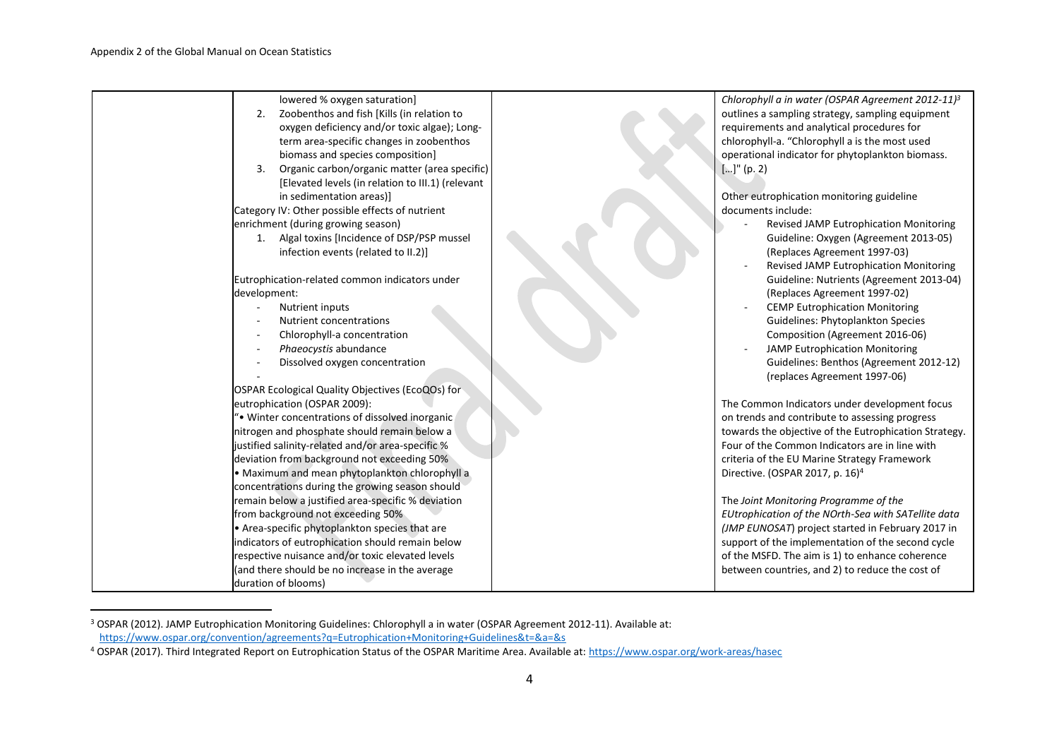| | | | |
|---|---|---|---|
| | lowered % oxygen saturation]<br>2. Zoobenthos and fish [Kills (in relation to oxygen deficiency and/or toxic algae); Long-term area-specific changes in zoobenthos biomass and species composition]<br>3. Organic carbon/organic matter (area specific) [Elevated levels (in relation to III.1) (relevant in sedimentation areas)]<br>Category IV: Other possible effects of nutrient enrichment (during growing season)<br>1. Algal toxins [Incidence of DSP/PSP mussel infection events (related to II.2)]<br><br>Eutrophication-related common indicators under development:<br>- Nutrient inputs<br>- Nutrient concentrations<br>- Chlorophyll-a concentration<br>- *Phaeocystis* abundance<br>- Dissolved oxygen concentration<br>-<br>OSPAR Ecological Quality Objectives (EcoQOs) for eutrophication (OSPAR 2009):<br>"• Winter concentrations of dissolved inorganic nitrogen and phosphate should remain below a justified salinity-related and/or area-specific % deviation from background not exceeding 50%<br>• Maximum and mean phytoplankton chlorophyll a concentrations during the growing season should remain below a justified area-specific % deviation from background not exceeding 50%<br>• Area-specific phytoplankton species that are indicators of eutrophication should remain below respective nuisance and/or toxic elevated levels (and there should be no increase in the average duration of blooms) | | *Chlorophyll a in water (OSPAR Agreement 2012-11)*[3] outlines a sampling strategy, sampling equipment requirements and analytical procedures for chlorophyll-a. "Chlorophyll a is the most used operational indicator for phytoplankton biomass. […]" (p. 2)<br><br>Other eutrophication monitoring guideline documents include:<br>- Revised JAMP Eutrophication Monitoring Guideline: Oxygen (Agreement 2013-05) (Replaces Agreement 1997-03)<br>- Revised JAMP Eutrophication Monitoring Guideline: Nutrients (Agreement 2013-04) (Replaces Agreement 1997-02)<br>- CEMP Eutrophication Monitoring Guidelines: Phytoplankton Species Composition (Agreement 2016-06)<br>- JAMP Eutrophication Monitoring Guidelines: Benthos (Agreement 2012-12) (replaces Agreement 1997-06)<br><br>The Common Indicators under development focus on trends and contribute to assessing progress towards the objective of the Eutrophication Strategy. Four of the Common Indicators are in line with criteria of the EU Marine Strategy Framework Directive. (OSPAR 2017, p. 16)[4]<br><br>The *Joint Monitoring Programme of the EUtrophication of the NOrth-Sea with SATellite data (JMP EUNOSAT*) project started in February 2017 in support of the implementation of the second cycle of the MSFD. The aim is 1) to enhance coherence between countries, and 2) to reduce the cost of |

[3] OSPAR (2012). JAMP Eutrophication Monitoring Guidelines: Chlorophyll a in water (OSPAR Agreement 2012-11). Available at: https://www.ospar.org/convention/agreements?q=Eutrophication+Monitoring+Guidelines&t=&a=&s

[4] OSPAR (2017). Third Integrated Report on Eutrophication Status of the OSPAR Maritime Area. Available at: https://www.ospar.org/work-areas/hasec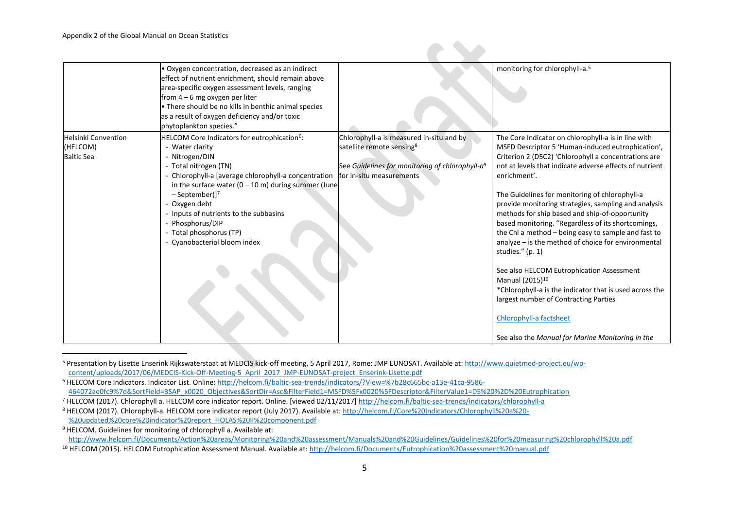| | | | |
|---|---|---|---|
| | • Oxygen concentration, decreased as an indirect effect of nutrient enrichment, should remain above area-specific oxygen assessment levels, ranging from 4 – 6 mg oxygen per liter<br>• There should be no kills in benthic animal species as a result of oxygen deficiency and/or toxic phytoplankton species." | | monitoring for chlorophyll-a.[5] |
| Helsinki Convention (HELCOM) Baltic Sea | HELCOM Core Indicators for eutrophication[6]:<br>- Water clarity<br>- Nitrogen/DIN<br>- Total nitrogen (TN)<br>- Chlorophyll-a [average chlorophyll-a concentration in the surface water (0 – 10 m) during summer (June – September)][7]<br>- Oxygen debt<br>- Inputs of nutrients to the subbasins<br>- Phosphorus/DIP<br>- Total phosphorus (TP)<br>- Cyanobacterial bloom index | Chlorophyll-a is measured in-situ and by satellite remote sensing[8]<br><br>See *Guidelines for monitoring of chlorophyll-a*[9] for in-situ measurements | The Core Indicator on chlorophyll-a is in line with MSFD Descriptor 5 'Human-induced eutrophication', Criterion 2 (D5C2) 'Chlorophyll a concentrations are not at levels that indicate adverse effects of nutrient enrichment'.<br><br>The Guidelines for monitoring of chlorophyll-a provide monitoring strategies, sampling and analysis methods for ship based and ship-of-opportunity based monitoring. "Regardless of its shortcomings, the Chl a method – being easy to sample and fast to analyze – is the method of choice for environmental studies." (p. 1)<br><br>See also HELCOM Eutrophication Assessment Manual (2015)[10]<br>*Chlorophyll-a is the indicator that is used across the largest number of Contracting Parties<br><br>Chlorophyll-a factsheet<br><br>See also the *Manual for Marine Monitoring in the* |

---

[5] Presentation by Lisette Enserink Rijkswaterstaat at MEDCIS kick-off meeting, 5 April 2017, Rome: JMP EUNOSAT. Available at: http://www.quietmed-project.eu/wp-content/uploads/2017/06/MEDCIS-Kick-Off-Meeting-5_April_2017_JMP-EUNOSAT-project_Enserink-Lisette.pdf

[6] HELCOM Core Indicators. Indicator List. Online: http://helcom.fi/baltic-sea-trends/indicators/?View=%7b28c665bc-a13e-41ca-9586-464072ae0fc9%7d&SortField=BSAP_x0020_Objectives&SortDir=Asc&FilterField1=MSFD%5Fx0020%5FDescriptor&FilterValue1=D5%20%2D%20Eutrophication

[7] HELCOM (2017). Chlorophyll a. HELCOM core indicator report. Online. [viewed 02/11/2017] http://helcom.fi/baltic-sea-trends/indicators/chlorophyll-a

[8] HELCOM (2017). Chlorophyll-a. HELCOM core indicator report (July 2017). Available at: http://helcom.fi/Core%20Indicators/Chlorophyll%20a%20-%20updated%20core%20indicator%20report_HOLAS%20II%20component.pdf

[9] HELCOM. Guidelines for monitoring of chlorophyll a. Available at: http://www.helcom.fi/Documents/Action%20areas/Monitoring%20and%20assessment/Manuals%20and%20Guidelines/Guidelines%20for%20measuring%20chlorophyll%20a.pdf

[10] HELCOM (2015). HELCOM Eutrophication Assessment Manual. Available at: http://helcom.fi/Documents/Eutrophication%20assessment%20manual.pdf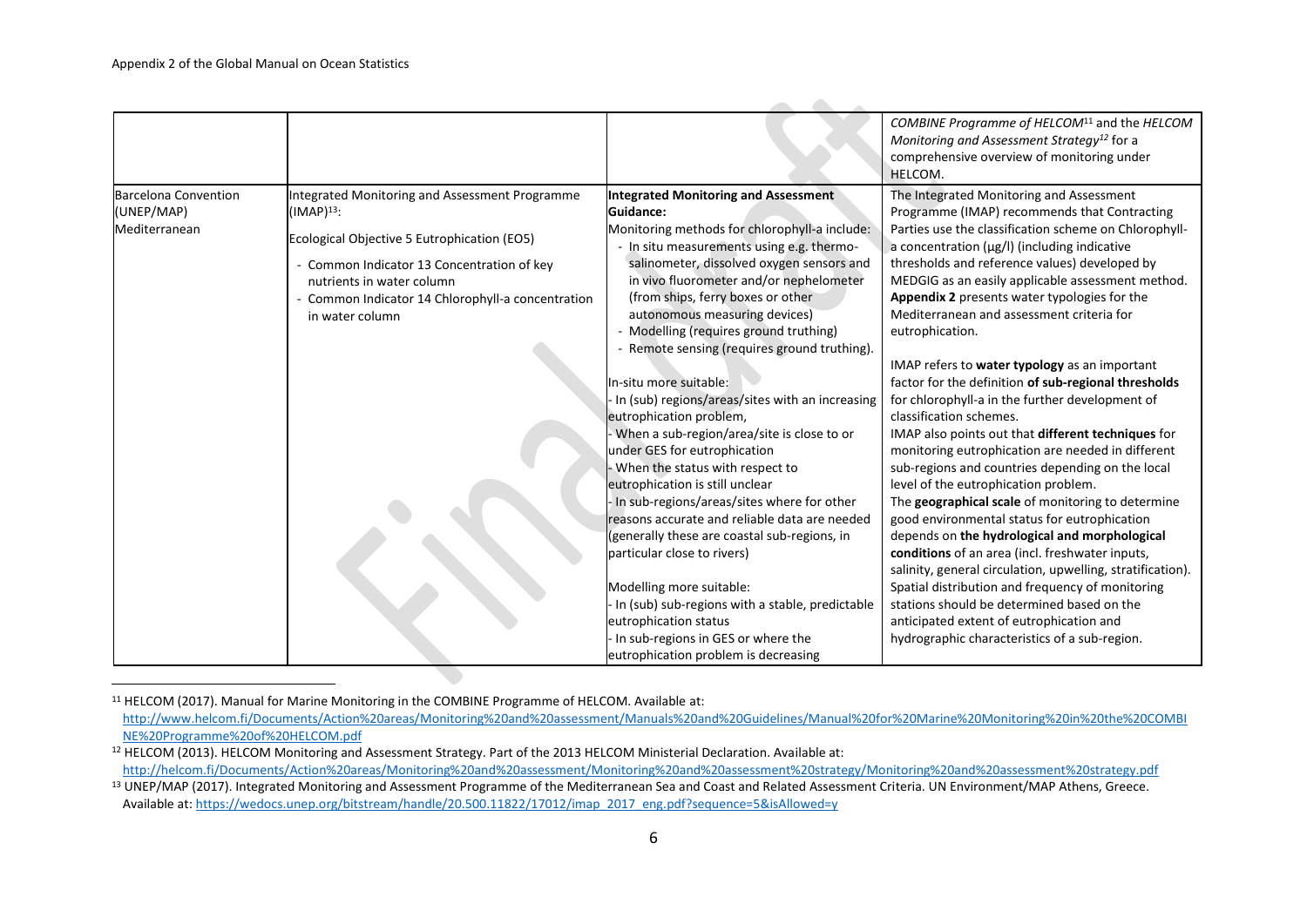| | | | |
|---|---|---|---|
| | | | *COMBINE Programme of HELCOM*[11] and the *HELCOM Monitoring and Assessment Strategy*[12] for a comprehensive overview of monitoring under HELCOM. |
| Barcelona Convention (UNEP/MAP) Mediterranean | Integrated Monitoring and Assessment Programme (IMAP)[13]:<br><br>Ecological Objective 5 Eutrophication (EO5)<br><br>- Common Indicator 13 Concentration of key nutrients in water column<br>- Common Indicator 14 Chlorophyll-a concentration in water column | **Integrated Monitoring and Assessment Guidance:**<br>Monitoring methods for chlorophyll-a include:<br>- In situ measurements using e.g. thermo-salinometer, dissolved oxygen sensors and in vivo fluorometer and/or nephelometer (from ships, ferry boxes or other autonomous measuring devices)<br>- Modelling (requires ground truthing)<br>- Remote sensing (requires ground truthing).<br><br>In-situ more suitable:<br>- In (sub) regions/areas/sites with an increasing eutrophication problem,<br>- When a sub-region/area/site is close to or under GES for eutrophication<br>- When the status with respect to eutrophication is still unclear<br>- In sub-regions/areas/sites where for other reasons accurate and reliable data are needed (generally these are coastal sub-regions, in particular close to rivers)<br><br>Modelling more suitable:<br>- In (sub) sub-regions with a stable, predictable eutrophication status<br>- In sub-regions in GES or where the eutrophication problem is decreasing | The Integrated Monitoring and Assessment Programme (IMAP) recommends that Contracting Parties use the classification scheme on Chlorophyll-a concentration (µg/l) (including indicative thresholds and reference values) developed by MEDGIG as an easily applicable assessment method. **Appendix 2** presents water typologies for the Mediterranean and assessment criteria for eutrophication.<br><br>IMAP refers to **water typology** as an important factor for the definition **of sub-regional thresholds** for chlorophyll-a in the further development of classification schemes.<br>IMAP also points out that **different techniques** for monitoring eutrophication are needed in different sub-regions and countries depending on the local level of the eutrophication problem.<br>The **geographical scale** of monitoring to determine good environmental status for eutrophication depends on **the hydrological and morphological conditions** of an area (incl. freshwater inputs, salinity, general circulation, upwelling, stratification). Spatial distribution and frequency of monitoring stations should be determined based on the anticipated extent of eutrophication and hydrographic characteristics of a sub-region. |

[11] HELCOM (2017). Manual for Marine Monitoring in the COMBINE Programme of HELCOM. Available at: http://www.helcom.fi/Documents/Action%20areas/Monitoring%20and%20assessment/Manuals%20and%20Guidelines/Manual%20for%20Marine%20Monitoring%20in%20the%20COMBINE%20Programme%20of%20HELCOM.pdf

[12] HELCOM (2013). HELCOM Monitoring and Assessment Strategy. Part of the 2013 HELCOM Ministerial Declaration. Available at: http://helcom.fi/Documents/Action%20areas/Monitoring%20and%20assessment/Monitoring%20and%20assessment%20strategy/Monitoring%20and%20assessment%20strategy.pdf

[13] UNEP/MAP (2017). Integrated Monitoring and Assessment Programme of the Mediterranean Sea and Coast and Related Assessment Criteria. UN Environment/MAP Athens, Greece. Available at: https://wedocs.unep.org/bitstream/handle/20.500.11822/17012/imap_2017_eng.pdf?sequence=5&isAllowed=y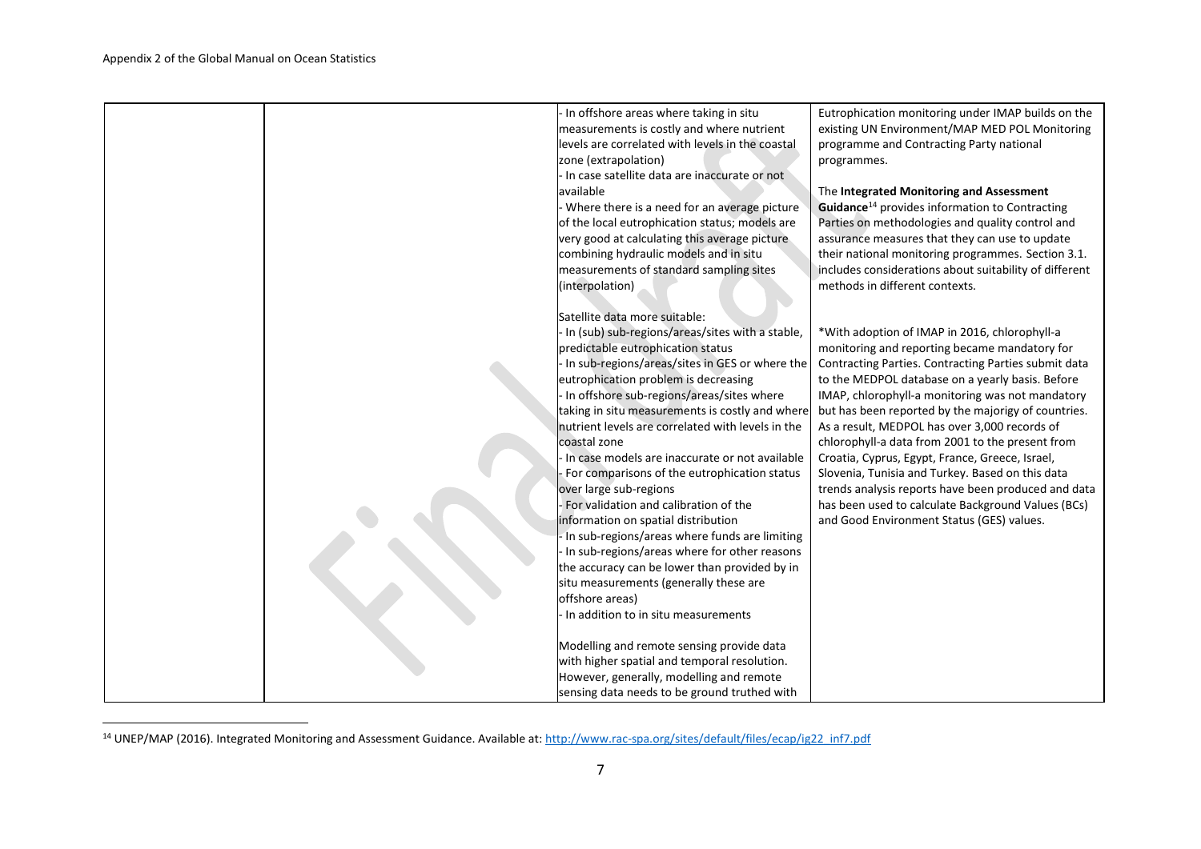| | | - In offshore areas where taking in situ measurements is costly and where nutrient levels are correlated with levels in the coastal zone (extrapolation)<br>- In case satellite data are inaccurate or not available<br>- Where there is a need for an average picture of the local eutrophication status; models are very good at calculating this average picture combining hydraulic models and in situ measurements of standard sampling sites (interpolation)<br><br>Satellite data more suitable:<br>- In (sub) sub-regions/areas/sites with a stable, predictable eutrophication status<br>- In sub-regions/areas/sites in GES or where the eutrophication problem is decreasing<br>- In offshore sub-regions/areas/sites where taking in situ measurements is costly and where nutrient levels are correlated with levels in the coastal zone<br>- In case models are inaccurate or not available<br>- For comparisons of the eutrophication status over large sub-regions<br>- For validation and calibration of the information on spatial distribution<br>- In sub-regions/areas where funds are limiting<br>- In sub-regions/areas where for other reasons the accuracy can be lower than provided by in situ measurements (generally these are offshore areas)<br>- In addition to in situ measurements<br><br>Modelling and remote sensing provide data with higher spatial and temporal resolution. However, generally, modelling and remote sensing data needs to be ground truthed with | Eutrophication monitoring under IMAP builds on the existing UN Environment/MAP MED POL Monitoring programme and Contracting Party national programmes.<br><br>The **Integrated Monitoring and Assessment Guidance**[14] provides information to Contracting Parties on methodologies and quality control and assurance measures that they can use to update their national monitoring programmes. Section 3.1. includes considerations about suitability of different methods in different contexts.<br><br>*With adoption of IMAP in 2016, chlorophyll-a monitoring and reporting became mandatory for Contracting Parties. Contracting Parties submit data to the MEDPOL database on a yearly basis. Before IMAP, chlorophyll-a monitoring was not mandatory but has been reported by the majorigy of countries. As a result, MEDPOL has over 3,000 records of chlorophyll-a data from 2001 to the present from Croatia, Cyprus, Egypt, France, Greece, Israel, Slovenia, Tunisia and Turkey. Based on this data trends analysis reports have been produced and data has been used to calculate Background Values (BCs) and Good Environment Status (GES) values. |

[14] UNEP/MAP (2016). Integrated Monitoring and Assessment Guidance. Available at: http://www.rac-spa.org/sites/default/files/ecap/ig22_inf7.pdf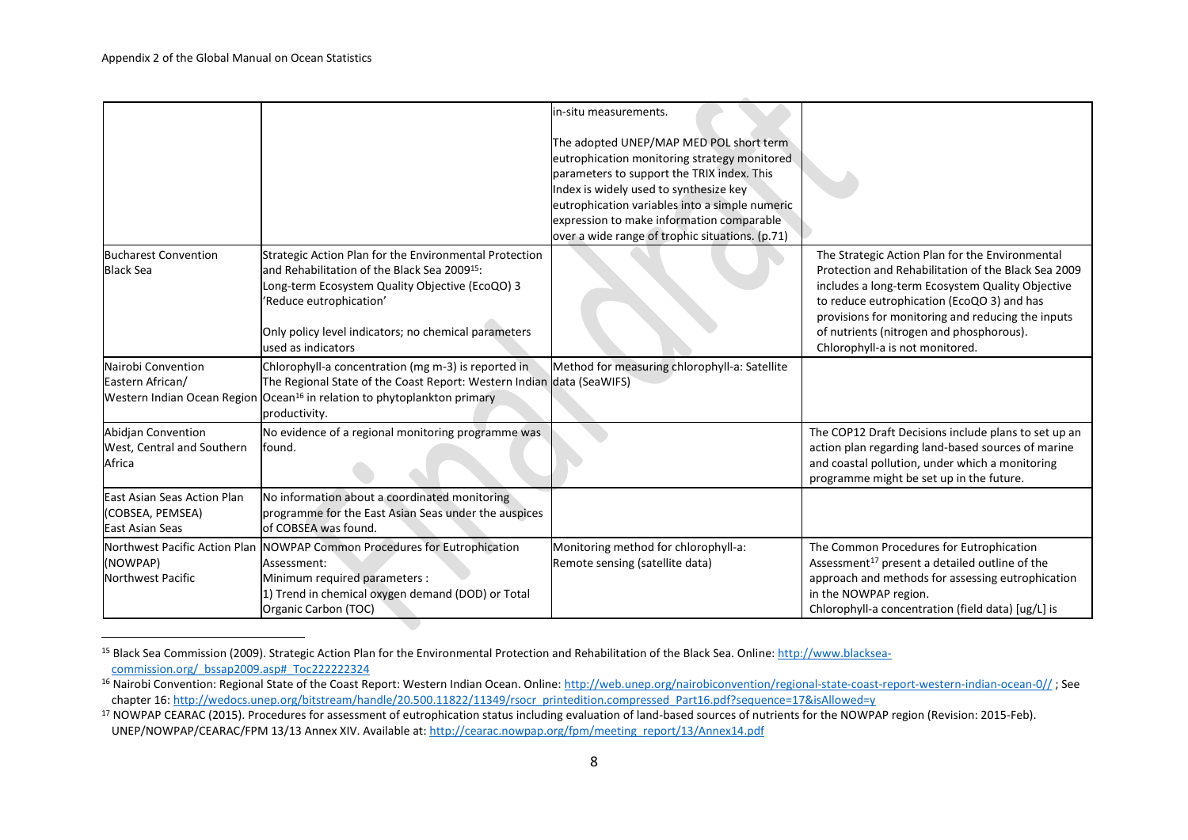|  |  | in-situ measurements.<br><br>The adopted UNEP/MAP MED POL short term eutrophication monitoring strategy monitored parameters to support the TRIX index. This Index is widely used to synthesize key eutrophication variables into a simple numeric expression to make information comparable over a wide range of trophic situations. (p.71) |  |
|---|---|---|---|
| Bucharest Convention<br>Black Sea | Strategic Action Plan for the Environmental Protection and Rehabilitation of the Black Sea 2009[15]:<br>Long-term Ecosystem Quality Objective (EcoQO) 3 'Reduce eutrophication'<br><br>Only policy level indicators; no chemical parameters used as indicators |  | The Strategic Action Plan for the Environmental Protection and Rehabilitation of the Black Sea 2009 includes a long-term Ecosystem Quality Objective to reduce eutrophication (EcoQO 3) and has provisions for monitoring and reducing the inputs of nutrients (nitrogen and phosphorous).<br>Chlorophyll-a is not monitored. |
| Nairobi Convention<br>Eastern African/<br>Western Indian Ocean Region | Chlorophyll-a concentration (mg m-3) is reported in The Regional State of the Coast Report: Western Indian Ocean[16] in relation to phytoplankton primary productivity. | Method for measuring chlorophyll-a: Satellite data (SeaWIFS) |  |
| Abidjan Convention<br>West, Central and Southern Africa | No evidence of a regional monitoring programme was found. |  | The COP12 Draft Decisions include plans to set up an action plan regarding land-based sources of marine and coastal pollution, under which a monitoring programme might be set up in the future. |
| East Asian Seas Action Plan (COBSEA, PEMSEA)<br>East Asian Seas | No information about a coordinated monitoring programme for the East Asian Seas under the auspices of COBSEA was found. |  |  |
| Northwest Pacific Action Plan (NOWPAP)<br>Northwest Pacific | NOWPAP Common Procedures for Eutrophication Assessment:<br>Minimum required parameters :<br>1) Trend in chemical oxygen demand (DOD) or Total Organic Carbon (TOC) | Monitoring method for chlorophyll-a:<br>Remote sensing (satellite data) | The Common Procedures for Eutrophication Assessment[17] present a detailed outline of the approach and methods for assessing eutrophication in the NOWPAP region.<br>Chlorophyll-a concentration (field data) [ug/L] is |

[15] Black Sea Commission (2009). Strategic Action Plan for the Environmental Protection and Rehabilitation of the Black Sea. Online: http://www.blacksea-commission.org/_bssap2009.asp#_Toc222222324

[16] Nairobi Convention: Regional State of the Coast Report: Western Indian Ocean. Online: http://web.unep.org/nairobiconvention/regional-state-coast-report-western-indian-ocean-0// ; See chapter 16: http://wedocs.unep.org/bitstream/handle/20.500.11822/11349/rsocr_printedition.compressed_Part16.pdf?sequence=17&isAllowed=y

[17] NOWPAP CEARAC (2015). Procedures for assessment of eutrophication status including evaluation of land-based sources of nutrients for the NOWPAP region (Revision: 2015-Feb). UNEP/NOWPAP/CEARAC/FPM 13/13 Annex XIV. Available at: http://cearac.nowpap.org/fpm/meeting_report/13/Annex14.pdf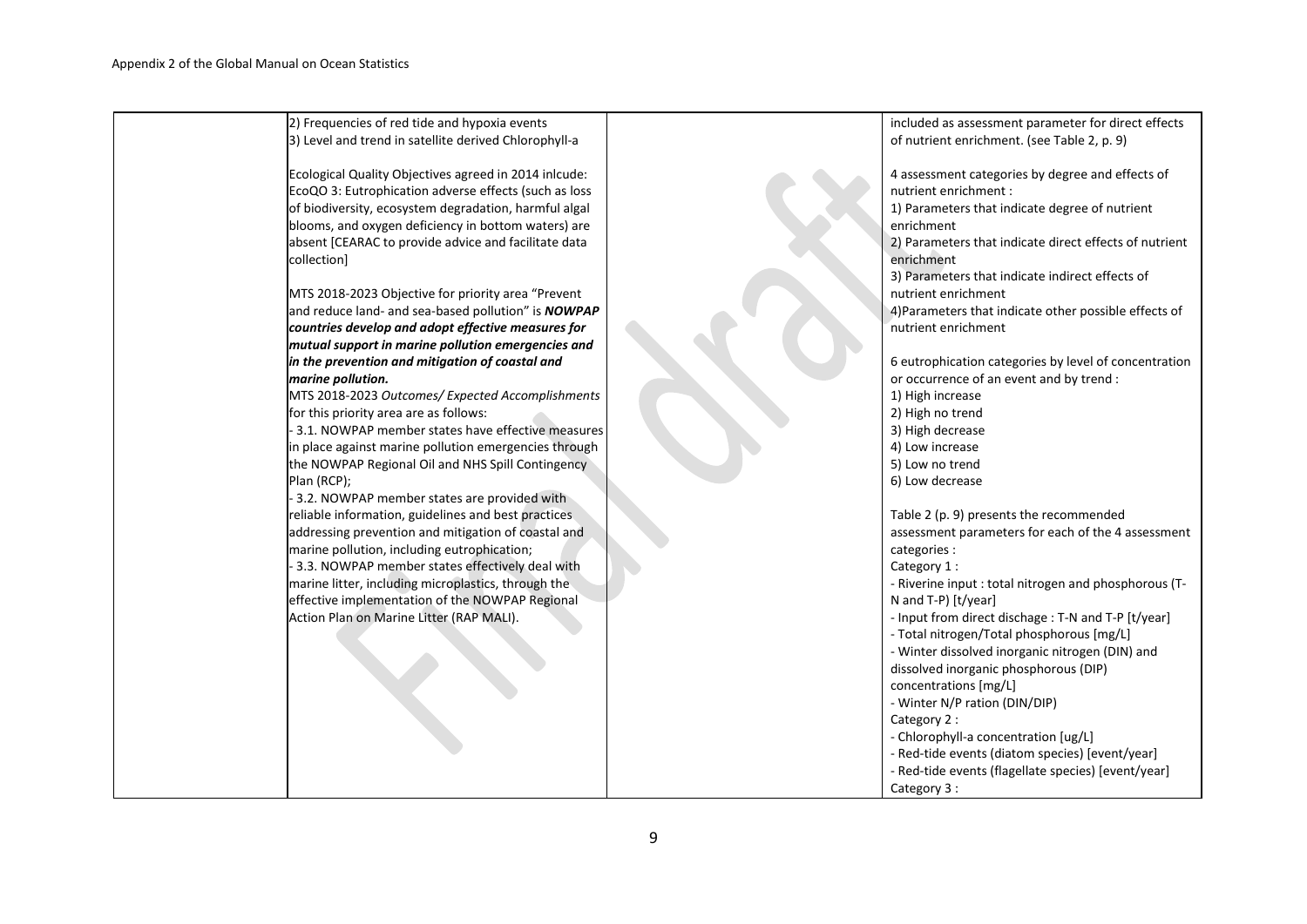| | | | |
|---|---|---|---|
| | 2) Frequencies of red tide and hypoxia events<br>3) Level and trend in satellite derived Chlorophyll-a<br><br>Ecological Quality Objectives agreed in 2014 inlcude:<br>EcoQO 3: Eutrophication adverse effects (such as loss of biodiversity, ecosystem degradation, harmful algal blooms, and oxygen deficiency in bottom waters) are absent [CEARAC to provide advice and facilitate data collection]<br><br>MTS 2018-2023 Objective for priority area "Prevent and reduce land- and sea-based pollution" is ***NOWPAP countries develop and adopt effective measures for mutual support in marine pollution emergencies and in the prevention and mitigation of coastal and marine pollution.***<br>MTS 2018-2023 *Outcomes/ Expected Accomplishments* for this priority area are as follows:<br>- 3.1. NOWPAP member states have effective measures in place against marine pollution emergencies through the NOWPAP Regional Oil and NHS Spill Contingency Plan (RCP);<br>- 3.2. NOWPAP member states are provided with reliable information, guidelines and best practices addressing prevention and mitigation of coastal and marine pollution, including eutrophication;<br>- 3.3. NOWPAP member states effectively deal with marine litter, including microplastics, through the effective implementation of the NOWPAP Regional Action Plan on Marine Litter (RAP MALI). | | included as assessment parameter for direct effects of nutrient enrichment. (see Table 2, p. 9)<br><br>4 assessment categories by degree and effects of nutrient enrichment :<br>1) Parameters that indicate degree of nutrient enrichment<br>2) Parameters that indicate direct effects of nutrient enrichment<br>3) Parameters that indicate indirect effects of nutrient enrichment<br>4)Parameters that indicate other possible effects of nutrient enrichment<br><br>6 eutrophication categories by level of concentration or occurrence of an event and by trend :<br>1) High increase<br>2) High no trend<br>3) High decrease<br>4) Low increase<br>5) Low no trend<br>6) Low decrease<br><br>Table 2 (p. 9) presents the recommended assessment parameters for each of the 4 assessment categories :<br>Category 1 :<br>- Riverine input : total nitrogen and phosphorous (T-N and T-P) [t/year]<br>- Input from direct dischage : T-N and T-P [t/year]<br>- Total nitrogen/Total phosphorous [mg/L]<br>- Winter dissolved inorganic nitrogen (DIN) and dissolved inorganic phosphorous (DIP) concentrations [mg/L]<br>- Winter N/P ration (DIN/DIP)<br>Category 2 :<br>- Chlorophyll-a concentration [ug/L]<br>- Red-tide events (diatom species) [event/year]<br>- Red-tide events (flagellate species) [event/year]<br>Category 3 : |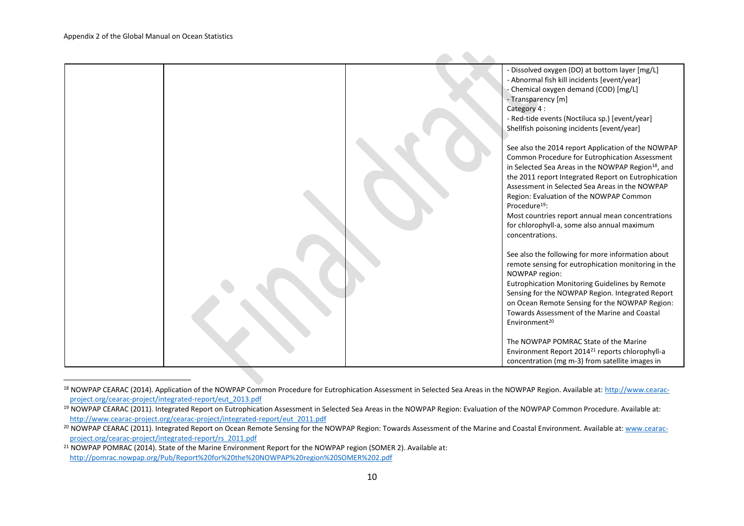| | | | - Dissolved oxygen (DO) at bottom layer [mg/L]<br>- Abnormal fish kill incidents [event/year]<br>- Chemical oxygen demand (COD) [mg/L]<br>- Transparency [m]<br>Category 4 :<br>- Red-tide events (Noctiluca sp.) [event/year]<br>Shellfish poisoning incidents [event/year]<br><br>See also the 2014 report Application of the NOWPAP Common Procedure for Eutrophication Assessment in Selected Sea Areas in the NOWPAP Region[18], and the 2011 report Integrated Report on Eutrophication Assessment in Selected Sea Areas in the NOWPAP Region: Evaluation of the NOWPAP Common Procedure[19]:<br>Most countries report annual mean concentrations for chlorophyll-a, some also annual maximum concentrations.<br><br>See also the following for more information about remote sensing for eutrophication monitoring in the NOWPAP region:<br>Eutrophication Monitoring Guidelines by Remote Sensing for the NOWPAP Region. Integrated Report on Ocean Remote Sensing for the NOWPAP Region: Towards Assessment of the Marine and Coastal Environment[20]<br><br>The NOWPAP POMRAC State of the Marine Environment Report 2014[21] reports chlorophyll-a concentration (mg m-3) from satellite images in |
|---|---|---|---|

[18] NOWPAP CEARAC (2014). Application of the NOWPAP Common Procedure for Eutrophication Assessment in Selected Sea Areas in the NOWPAP Region. Available at: http://www.cearac-project.org/cearac-project/integrated-report/eut_2013.pdf

[19] NOWPAP CEARAC (2011). Integrated Report on Eutrophication Assessment in Selected Sea Areas in the NOWPAP Region: Evaluation of the NOWPAP Common Procedure. Available at: http://www.cearac-project.org/cearac-project/integrated-report/eut_2011.pdf

[20] NOWPAP CEARAC (2011). Integrated Report on Ocean Remote Sensing for the NOWPAP Region: Towards Assessment of the Marine and Coastal Environment. Available at: www.cearac-project.org/cearac-project/integrated-report/rs_2011.pdf

[21] NOWPAP POMRAC (2014). State of the Marine Environment Report for the NOWPAP region (SOMER 2). Available at: http://pomrac.nowpap.org/Pub/Report%20for%20the%20NOWPAP%20region%20SOMER%202.pdf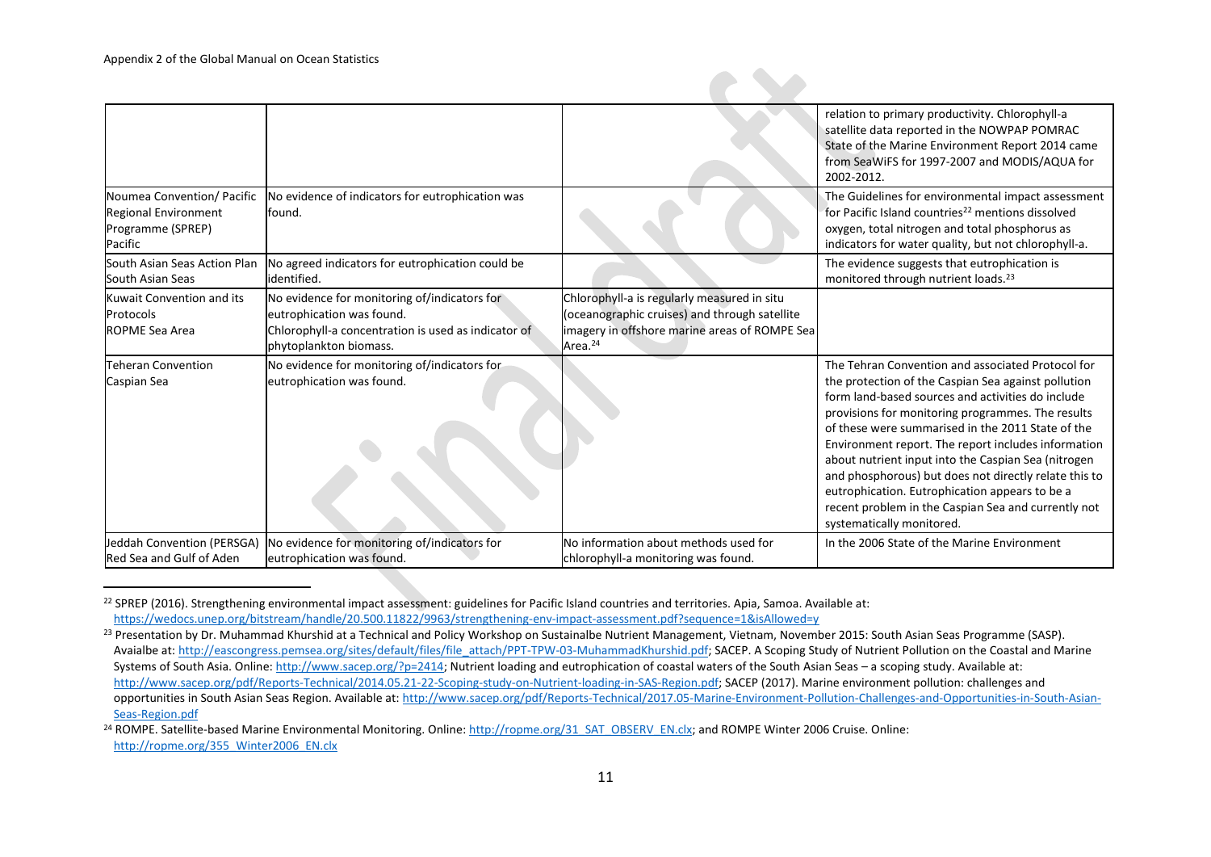| | | | |
|---|---|---|---|
| | | | relation to primary productivity. Chlorophyll-a satellite data reported in the NOWPAP POMRAC State of the Marine Environment Report 2014 came from SeaWiFS for 1997-2007 and MODIS/AQUA for 2002-2012. |
| Noumea Convention/ Pacific Regional Environment Programme (SPREP) Pacific | No evidence of indicators for eutrophication was found. | | The Guidelines for environmental impact assessment for Pacific Island countries[22] mentions dissolved oxygen, total nitrogen and total phosphorus as indicators for water quality, but not chlorophyll-a. |
| South Asian Seas Action Plan South Asian Seas | No agreed indicators for eutrophication could be identified. | | The evidence suggests that eutrophication is monitored through nutrient loads.[23] |
| Kuwait Convention and its Protocols ROPME Sea Area | No evidence for monitoring of/indicators for eutrophication was found. Chlorophyll-a concentration is used as indicator of phytoplankton biomass. | Chlorophyll-a is regularly measured in situ (oceanographic cruises) and through satellite imagery in offshore marine areas of ROMPE Sea Area.[24] | |
| Teheran Convention Caspian Sea | No evidence for monitoring of/indicators for eutrophication was found. | | The Tehran Convention and associated Protocol for the protection of the Caspian Sea against pollution form land-based sources and activities do include provisions for monitoring programmes. The results of these were summarised in the 2011 State of the Environment report. The report includes information about nutrient input into the Caspian Sea (nitrogen and phosphorous) but does not directly relate this to eutrophication. Eutrophication appears to be a recent problem in the Caspian Sea and currently not systematically monitored. |
| Jeddah Convention (PERSGA) Red Sea and Gulf of Aden | No evidence for monitoring of/indicators for eutrophication was found. | No information about methods used for chlorophyll-a monitoring was found. | In the 2006 State of the Marine Environment |

[22] SPREP (2016). Strengthening environmental impact assessment: guidelines for Pacific Island countries and territories. Apia, Samoa. Available at: https://wedocs.unep.org/bitstream/handle/20.500.11822/9963/strengthening-env-impact-assessment.pdf?sequence=1&isAllowed=y

[23] Presentation by Dr. Muhammad Khurshid at a Technical and Policy Workshop on Sustainalbe Nutrient Management, Vietnam, November 2015: South Asian Seas Programme (SASP). Avaialbe at: http://eascongress.pemsea.org/sites/default/files/file_attach/PPT-TPW-03-MuhammadKhurshid.pdf; SACEP. A Scoping Study of Nutrient Pollution on the Coastal and Marine Systems of South Asia. Online: http://www.sacep.org/?p=2414; Nutrient loading and eutrophication of coastal waters of the South Asian Seas – a scoping study. Available at: http://www.sacep.org/pdf/Reports-Technical/2014.05.21-22-Scoping-study-on-Nutrient-loading-in-SAS-Region.pdf; SACEP (2017). Marine environment pollution: challenges and opportunities in South Asian Seas Region. Available at: http://www.sacep.org/pdf/Reports-Technical/2017.05-Marine-Environment-Pollution-Challenges-and-Opportunities-in-South-Asian-Seas-Region.pdf

[24] ROMPE. Satellite-based Marine Environmental Monitoring. Online: http://ropme.org/31_SAT_OBSERV_EN.clx; and ROMPE Winter 2006 Cruise. Online: http://ropme.org/355_Winter2006_EN.clx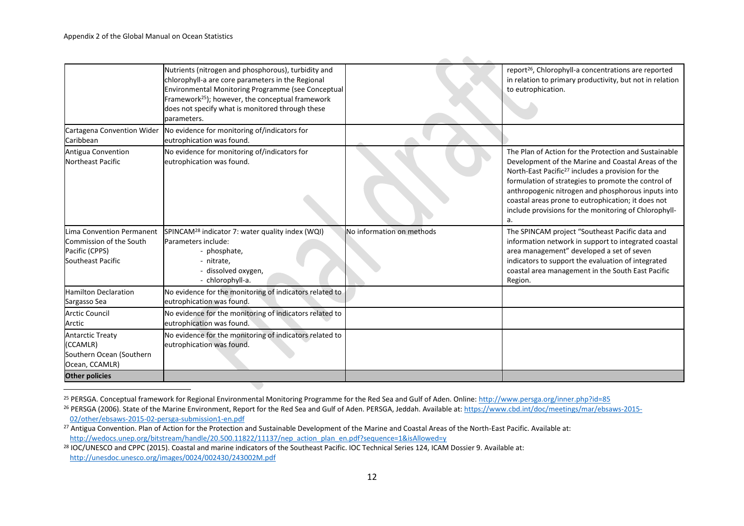| | | | |
|---|---|---|---|
| | Nutrients (nitrogen and phosphorous), turbidity and chlorophyll-a are core parameters in the Regional Environmental Monitoring Programme (see Conceptual Framework[25]); however, the conceptual framework does not specify what is monitored through these parameters. | | report[26], Chlorophyll-a concentrations are reported in relation to primary productivity, but not in relation to eutrophication. |
| Cartagena Convention Wider Caribbean | No evidence for monitoring of/indicators for eutrophication was found. | | |
| Antigua Convention Northeast Pacific | No evidence for monitoring of/indicators for eutrophication was found. | | The Plan of Action for the Protection and Sustainable Development of the Marine and Coastal Areas of the North-East Pacific[27] includes a provision for the formulation of strategies to promote the control of anthropogenic nitrogen and phosphorous inputs into coastal areas prone to eutrophication; it does not include provisions for the monitoring of Chlorophyll-a. |
| Lima Convention Permanent Commission of the South Pacific (CPPS) Southeast Pacific | SPINCAM[28] indicator 7: water quality index (WQI) Parameters include: - phosphate, - nitrate, - dissolved oxygen, - chlorophyll-a. | No information on methods | The SPINCAM project "Southeast Pacific data and information network in support to integrated coastal area management" developed a set of seven indicators to support the evaluation of integrated coastal area management in the South East Pacific Region. |
| Hamilton Declaration Sargasso Sea | No evidence for the monitoring of indicators related to eutrophication was found. | | |
| Arctic Council Arctic | No evidence for the monitoring of indicators related to eutrophication was found. | | |
| Antarctic Treaty (CCAMLR) Southern Ocean (Southern Ocean, CCAMLR) | No evidence for the monitoring of indicators related to eutrophication was found. | | |
| **Other policies** | | | |

[25] PERSGA. Conceptual framework for Regional Environmental Monitoring Programme for the Red Sea and Gulf of Aden. Online: http://www.persga.org/inner.php?id=85

[26] PERSGA (2006). State of the Marine Environment, Report for the Red Sea and Gulf of Aden. PERSGA, Jeddah. Available at: https://www.cbd.int/doc/meetings/mar/ebsaws-2015-02/other/ebsaws-2015-02-persga-submission1-en.pdf

[27] Antigua Convention. Plan of Action for the Protection and Sustainable Development of the Marine and Coastal Areas of the North-East Pacific. Available at: http://wedocs.unep.org/bitstream/handle/20.500.11822/11137/nep_action_plan_en.pdf?sequence=1&isAllowed=y

[28] IOC/UNESCO and CPPC (2015). Coastal and marine indicators of the Southeast Pacific. IOC Technical Series 124, ICAM Dossier 9. Available at: http://unesdoc.unesco.org/images/0024/002430/243002M.pdf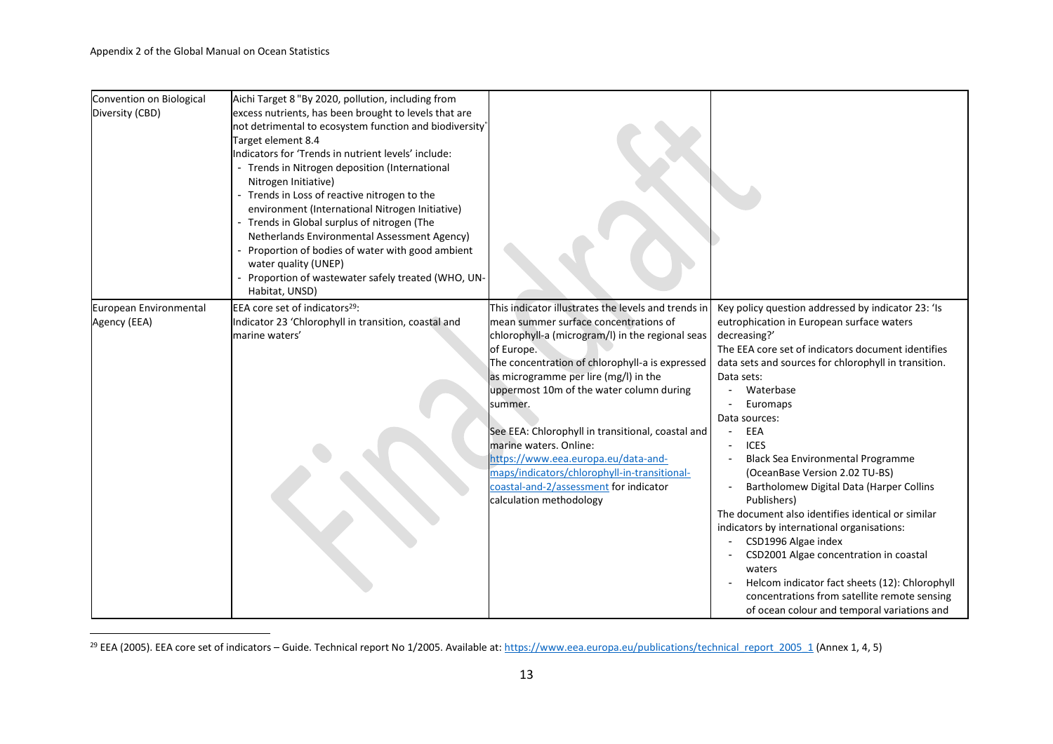| | | | |
|---|---|---|---|
| Convention on Biological Diversity (CBD) | Aichi Target 8 "By 2020, pollution, including from excess nutrients, has been brought to levels that are not detrimental to ecosystem function and biodiversity"<br>Target element 8.4<br>Indicators for 'Trends in nutrient levels' include:<br>- Trends in Nitrogen deposition (International Nitrogen Initiative)<br>- Trends in Loss of reactive nitrogen to the environment (International Nitrogen Initiative)<br>- Trends in Global surplus of nitrogen (The Netherlands Environmental Assessment Agency)<br>- Proportion of bodies of water with good ambient water quality (UNEP)<br>- Proportion of wastewater safely treated (WHO, UN-Habitat, UNSD) | | |
| European Environmental Agency (EEA) | EEA core set of indicators[29]:<br>Indicator 23 'Chlorophyll in transition, coastal and marine waters' | This indicator illustrates the levels and trends in mean summer surface concentrations of chlorophyll-a (microgram/l) in the regional seas of Europe.<br>The concentration of chlorophyll-a is expressed as microgramme per lire (mg/l) in the uppermost 10m of the water column during summer.<br><br>See EEA: Chlorophyll in transitional, coastal and marine waters. Online: https://www.eea.europa.eu/data-and-maps/indicators/chlorophyll-in-transitional-coastal-and-2/assessment for indicator calculation methodology | Key policy question addressed by indicator 23: 'Is eutrophication in European surface waters decreasing?'<br>The EEA core set of indicators document identifies data sets and sources for chlorophyll in transition.<br>Data sets:<br>- Waterbase<br>- Euromaps<br>Data sources:<br>- EEA<br>- ICES<br>- Black Sea Environmental Programme (OceanBase Version 2.02 TU-BS)<br>- Bartholomew Digital Data (Harper Collins Publishers)<br>The document also identifies identical or similar indicators by international organisations:<br>- CSD1996 Algae index<br>- CSD2001 Algae concentration in coastal waters<br>- Helcom indicator fact sheets (12): Chlorophyll concentrations from satellite remote sensing of ocean colour and temporal variations and |

[29] EEA (2005). EEA core set of indicators – Guide. Technical report No 1/2005. Available at: https://www.eea.europa.eu/publications/technical_report_2005_1 (Annex 1, 4, 5)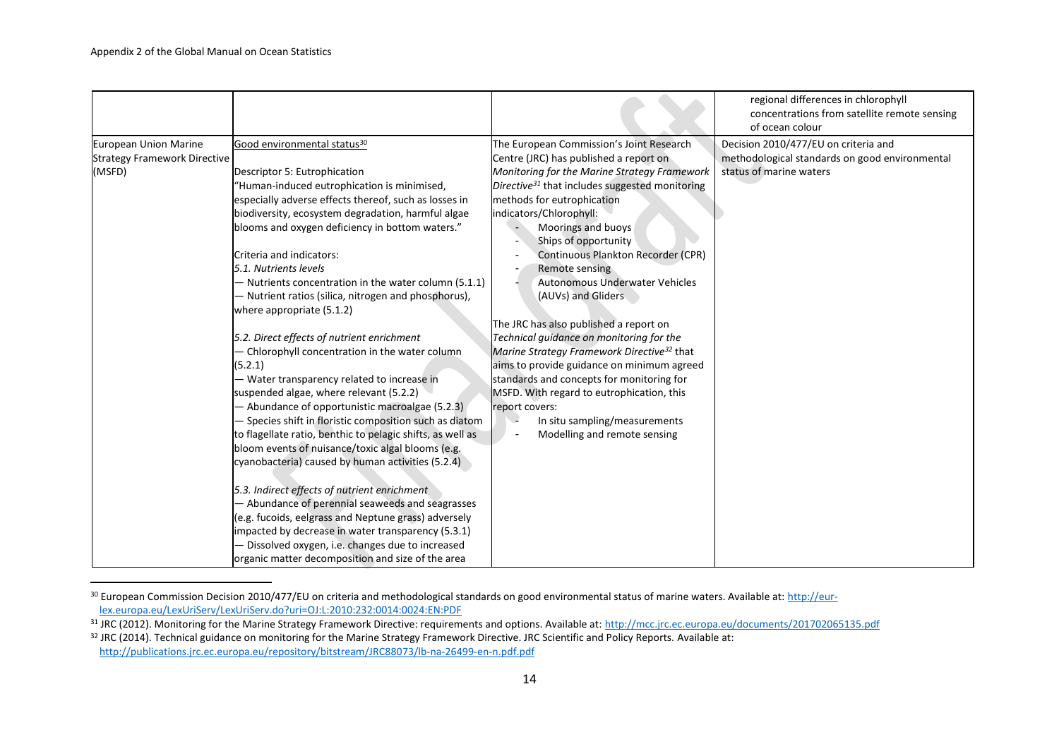| | | | |
|---|---|---|---|
| | | | regional differences in chlorophyll concentrations from satellite remote sensing of ocean colour |
| European Union Marine Strategy Framework Directive (MSFD) | Good environmental status[30]<br><br>Descriptor 5: Eutrophication<br>"Human-induced eutrophication is minimised, especially adverse effects thereof, such as losses in biodiversity, ecosystem degradation, harmful algae blooms and oxygen deficiency in bottom waters."<br><br>Criteria and indicators:<br>*5.1. Nutrients levels*<br>— Nutrients concentration in the water column (5.1.1)<br>— Nutrient ratios (silica, nitrogen and phosphorus), where appropriate (5.1.2)<br><br>*5.2. Direct effects of nutrient enrichment*<br>— Chlorophyll concentration in the water column (5.2.1)<br>— Water transparency related to increase in suspended algae, where relevant (5.2.2)<br>— Abundance of opportunistic macroalgae (5.2.3)<br>— Species shift in floristic composition such as diatom to flagellate ratio, benthic to pelagic shifts, as well as bloom events of nuisance/toxic algal blooms (e.g. cyanobacteria) caused by human activities (5.2.4)<br><br>*5.3. Indirect effects of nutrient enrichment*<br>— Abundance of perennial seaweeds and seagrasses (e.g. fucoids, eelgrass and Neptune grass) adversely impacted by decrease in water transparency (5.3.1)<br>— Dissolved oxygen, i.e. changes due to increased organic matter decomposition and size of the area | The European Commission's Joint Research Centre (JRC) has published a report on *Monitoring for the Marine Strategy Framework Directive*[31] that includes suggested monitoring methods for eutrophication indicators/Chlorophyll:<br>- Moorings and buoys<br>- Ships of opportunity<br>- Continuous Plankton Recorder (CPR)<br>- Remote sensing<br>- Autonomous Underwater Vehicles (AUVs) and Gliders<br><br>The JRC has also published a report on *Technical guidance on monitoring for the Marine Strategy Framework Directive*[32] that aims to provide guidance on minimum agreed standards and concepts for monitoring for MSFD. With regard to eutrophication, this report covers:<br>- In situ sampling/measurements<br>- Modelling and remote sensing | Decision 2010/477/EU on criteria and methodological standards on good environmental status of marine waters |

[30] European Commission Decision 2010/477/EU on criteria and methodological standards on good environmental status of marine waters. Available at: http://eur-lex.europa.eu/LexUriServ/LexUriServ.do?uri=OJ:L:2010:232:0014:0024:EN:PDF

[31] JRC (2012). Monitoring for the Marine Strategy Framework Directive: requirements and options. Available at: http://mcc.jrc.ec.europa.eu/documents/201702065135.pdf

[32] JRC (2014). Technical guidance on monitoring for the Marine Strategy Framework Directive. JRC Scientific and Policy Reports. Available at: http://publications.jrc.ec.europa.eu/repository/bitstream/JRC88073/lb-na-26499-en-n.pdf.pdf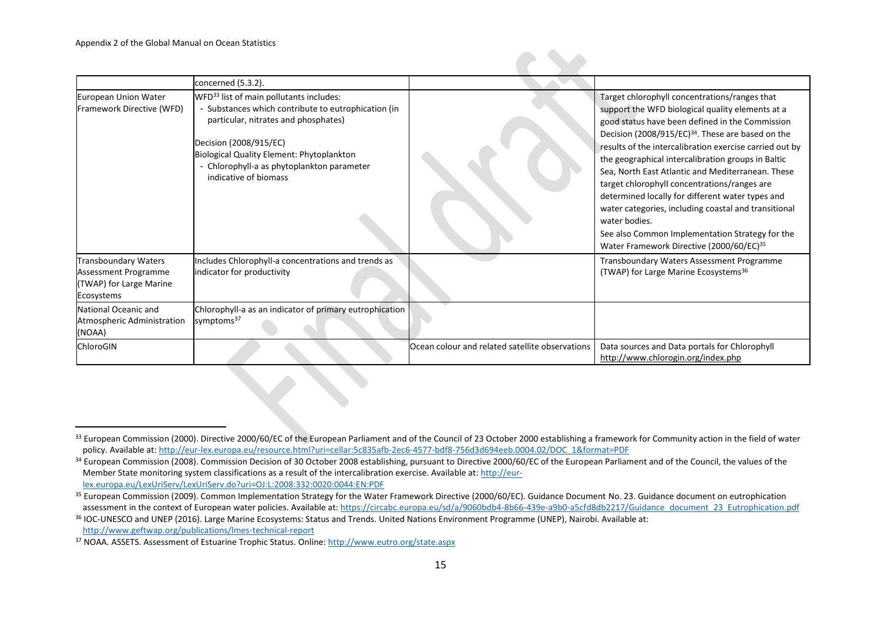| | concerned (5.3.2). | | |
|---|---|---|---|
| European Union Water Framework Directive (WFD) | WFD[33] list of main pollutants includes:<br>- Substances which contribute to eutrophication (in particular, nitrates and phosphates)<br><br>Decision (2008/915/EC)<br>Biological Quality Element: Phytoplankton<br>- Chlorophyll-a as phytoplankton parameter indicative of biomass | | Target chlorophyll concentrations/ranges that support the WFD biological quality elements at a good status have been defined in the Commission Decision (2008/915/EC)[34]. These are based on the results of the intercalibration exercise carried out by the geographical intercalibration groups in Baltic Sea, North East Atlantic and Mediterranean. These target chlorophyll concentrations/ranges are determined locally for different water types and water categories, including coastal and transitional water bodies.<br>See also Common Implementation Strategy for the Water Framework Directive (2000/60/EC)[35] |
| Transboundary Waters Assessment Programme (TWAP) for Large Marine Ecosystems | Includes Chlorophyll-a concentrations and trends as indicator for productivity | | Transboundary Waters Assessment Programme (TWAP) for Large Marine Ecosystems[36] |
| National Oceanic and Atmospheric Administration (NOAA) | Chlorophyll-a as an indicator of primary eutrophication symptoms[37] | | |
| ChloroGIN | | Ocean colour and related satellite observations | Data sources and Data portals for Chlorophyll http://www.chlorogin.org/index.php |

[33] European Commission (2000). Directive 2000/60/EC of the European Parliament and of the Council of 23 October 2000 establishing a framework for Community action in the field of water policy. Available at: http://eur-lex.europa.eu/resource.html?uri=cellar:5c835afb-2ec6-4577-bdf8-756d3d694eeb.0004.02/DOC_1&format=PDF

[34] European Commission (2008). Commission Decision of 30 October 2008 establishing, pursuant to Directive 2000/60/EC of the European Parliament and of the Council, the values of the Member State monitoring system classifications as a result of the intercalibration exercise. Available at: http://eur-lex.europa.eu/LexUriServ/LexUriServ.do?uri=OJ:L:2008:332:0020:0044:EN:PDF

[35] European Commission (2009). Common Implementation Strategy for the Water Framework Directive (2000/60/EC). Guidance Document No. 23. Guidance document on eutrophication assessment in the context of European water policies. Available at: https://circabc.europa.eu/sd/a/9060bdb4-8b66-439e-a9b0-a5cfd8db2217/Guidance_document_23_Eutrophication.pdf

[36] IOC-UNESCO and UNEP (2016). Large Marine Ecosystems: Status and Trends. United Nations Environment Programme (UNEP), Nairobi. Available at: http://www.geftwap.org/publications/lmes-technical-report

[37] NOAA. ASSETS. Assessment of Estuarine Trophic Status. Online: http://www.eutro.org/state.aspx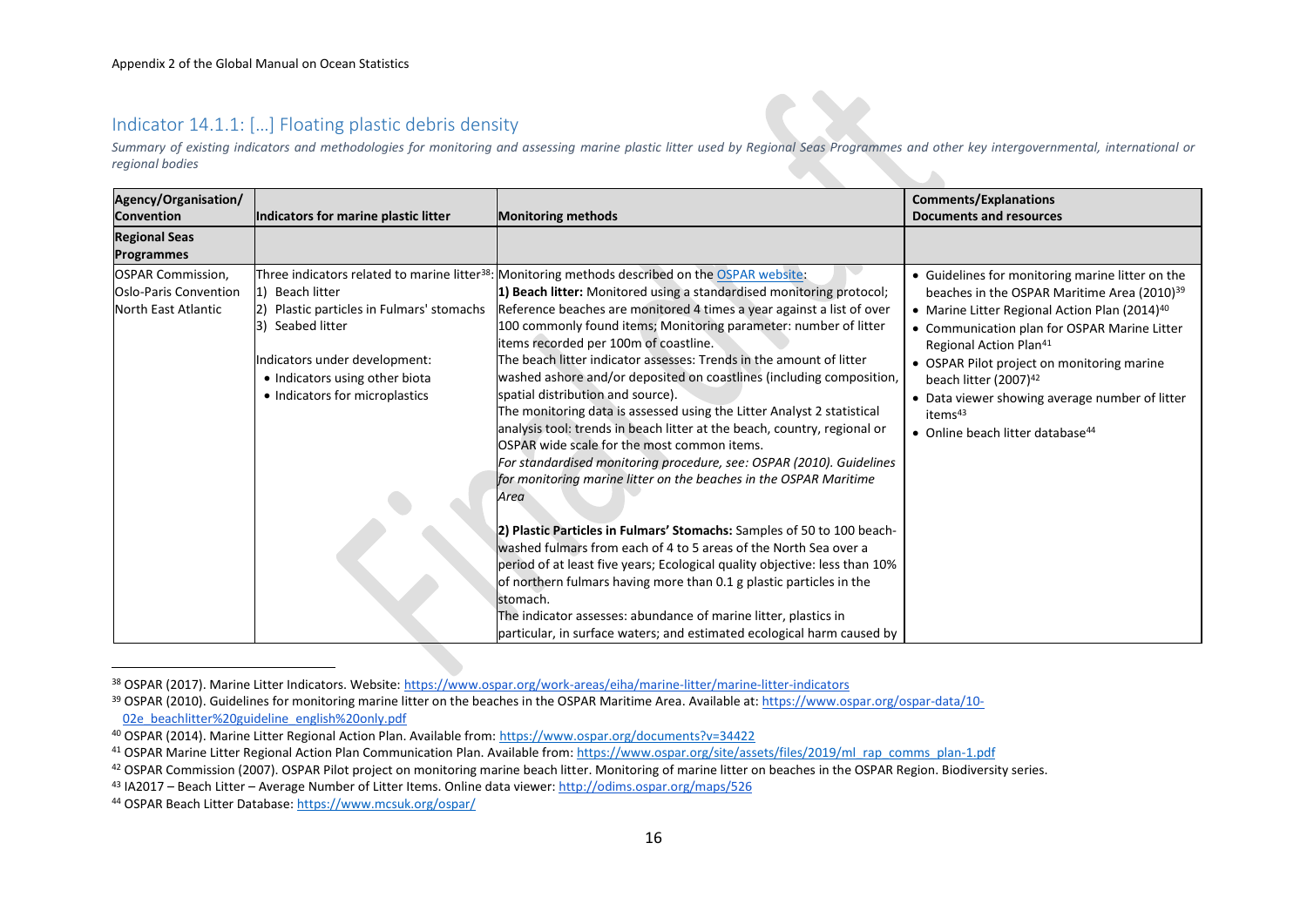## Indicator 14.1.1: […] Floating plastic debris density

*Summary of existing indicators and methodologies for monitoring and assessing marine plastic litter used by Regional Seas Programmes and other key intergovernmental, international or regional bodies*

| Agency/Organisation/ Convention | Indicators for marine plastic litter | Monitoring methods | Comments/Explanations Documents and resources |
|---|---|---|---|
| **Regional Seas Programmes** | | | |
| OSPAR Commission, Oslo-Paris Convention North East Atlantic | Three indicators related to marine litter[38]:<br>1) Beach litter<br>2) Plastic particles in Fulmars' stomachs<br>3) Seabed litter<br><br>Indicators under development:<br>• Indicators using other biota<br>• Indicators for microplastics | Monitoring methods described on the OSPAR website:<br>**1) Beach litter:** Monitored using a standardised monitoring protocol; Reference beaches are monitored 4 times a year against a list of over 100 commonly found items; Monitoring parameter: number of litter items recorded per 100m of coastline.<br>The beach litter indicator assesses: Trends in the amount of litter washed ashore and/or deposited on coastlines (including composition, spatial distribution and source).<br>The monitoring data is assessed using the Litter Analyst 2 statistical analysis tool: trends in beach litter at the beach, country, regional or OSPAR wide scale for the most common items.<br>*For standardised monitoring procedure, see: OSPAR (2010). Guidelines for monitoring marine litter on the beaches in the OSPAR Maritime Area*<br><br>**2) Plastic Particles in Fulmars' Stomachs:** Samples of 50 to 100 beach-washed fulmars from each of 4 to 5 areas of the North Sea over a period of at least five years; Ecological quality objective: less than 10% of northern fulmars having more than 0.1 g plastic particles in the stomach.<br>The indicator assesses: abundance of marine litter, plastics in particular, in surface waters; and estimated ecological harm caused by | • Guidelines for monitoring marine litter on the beaches in the OSPAR Maritime Area (2010)[39]<br>• Marine Litter Regional Action Plan (2014)[40]<br>• Communication plan for OSPAR Marine Litter Regional Action Plan[41]<br>• OSPAR Pilot project on monitoring marine beach litter (2007)[42]<br>• Data viewer showing average number of litter items[43]<br>• Online beach litter database[44] |

[38] OSPAR (2017). Marine Litter Indicators. Website: https://www.ospar.org/work-areas/eiha/marine-litter/marine-litter-indicators

[39] OSPAR (2010). Guidelines for monitoring marine litter on the beaches in the OSPAR Maritime Area. Available at: https://www.ospar.org/ospar-data/10-02e_beachlitter%20guideline_english%20only.pdf

[40] OSPAR (2014). Marine Litter Regional Action Plan. Available from: https://www.ospar.org/documents?v=34422

[41] OSPAR Marine Litter Regional Action Plan Communication Plan. Available from: https://www.ospar.org/site/assets/files/2019/ml_rap_comms_plan-1.pdf

[42] OSPAR Commission (2007). OSPAR Pilot project on monitoring marine beach litter. Monitoring of marine litter on beaches in the OSPAR Region. Biodiversity series.

[43] IA2017 – Beach Litter – Average Number of Litter Items. Online data viewer: http://odims.ospar.org/maps/526

[44] OSPAR Beach Litter Database: https://www.mcsuk.org/ospar/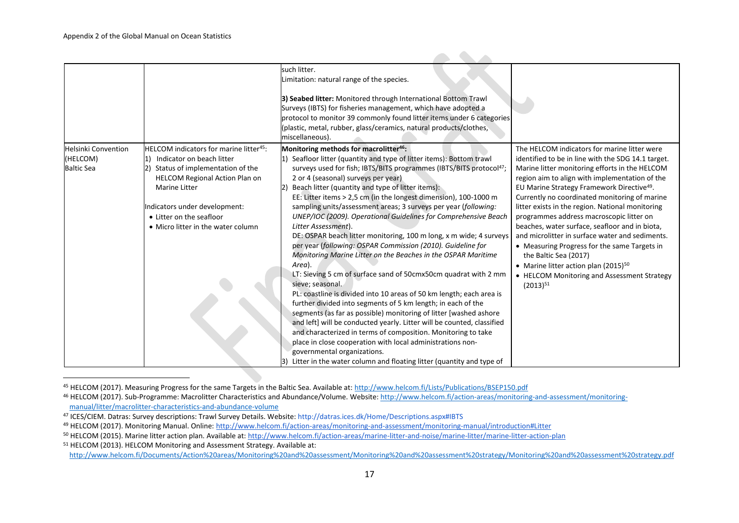| | | | |
|---|---|---|---|
| | | such litter.<br>Limitation: natural range of the species.<br><br>**3) Seabed litter:** Monitored through International Bottom Trawl Surveys (IBTS) for fisheries management, which have adopted a protocol to monitor 39 commonly found litter items under 6 categories (plastic, metal, rubber, glass/ceramics, natural products/clothes, miscellaneous). | |
| Helsinki Convention (HELCOM) Baltic Sea | HELCOM indicators for marine litter[45]:<br>1) Indicator on beach litter<br>2) Status of implementation of the HELCOM Regional Action Plan on Marine Litter<br><br>Indicators under development:<br>• Litter on the seafloor<br>• Micro litter in the water column | **Monitoring methods for macrolitter[46]:**<br>1) Seafloor litter (quantity and type of litter items): Bottom trawl surveys used for fish; IBTS/BITS programmes (IBTS/BITS protocol[47]; 2 or 4 (seasonal) surveys per year)<br>2) Beach litter (quantity and type of litter items):<br>EE: Litter items > 2,5 cm (in the longest dimension), 100-1000 m sampling units/assessment areas; 3 surveys per year (*following: UNEP/IOC (2009). Operational Guidelines for Comprehensive Beach Litter Assessment*).<br>DE: OSPAR beach litter monitoring, 100 m long, x m wide; 4 surveys per year (*following: OSPAR Commission (2010). Guideline for Monitoring Marine Litter on the Beaches in the OSPAR Maritime Area*).<br>LT: Sieving 5 cm of surface sand of 50cmx50cm quadrat with 2 mm sieve; seasonal.<br>PL: coastline is divided into 10 areas of 50 km length; each area is further divided into segments of 5 km length; in each of the segments (as far as possible) monitoring of litter [washed ashore and left] will be conducted yearly. Litter will be counted, classified and characterized in terms of composition. Monitoring to take place in close cooperation with local administrations non-governmental organizations.<br>3) Litter in the water column and floating litter (quantity and type of | The HELCOM indicators for marine litter were identified to be in line with the SDG 14.1 target. Marine litter monitoring efforts in the HELCOM region aim to align with implementation of the EU Marine Strategy Framework Directive[49]. Currently no coordinated monitoring of marine litter exists in the region. National monitoring programmes address macroscopic litter on beaches, water surface, seafloor and in biota, and microlitter in surface water and sediments.<br>• Measuring Progress for the same Targets in the Baltic Sea (2017)<br>• Marine litter action plan (2015)[50]<br>• HELCOM Monitoring and Assessment Strategy (2013)[51] |

[45] HELCOM (2017). Measuring Progress for the same Targets in the Baltic Sea. Available at: http://www.helcom.fi/Lists/Publications/BSEP150.pdf

[46] HELCOM (2017). Sub-Programme: Macrolitter Characteristics and Abundance/Volume. Website: http://www.helcom.fi/action-areas/monitoring-and-assessment/monitoring-manual/litter/macrolitter-characteristics-and-abundance-volume

[47] ICES/CIEM. Datras: Survey descriptions: Trawl Survey Details. Website: http://datras.ices.dk/Home/Descriptions.aspx#IBTS

[49] HELCOM (2017). Monitoring Manual. Online: http://www.helcom.fi/action-areas/monitoring-and-assessment/monitoring-manual/introduction#Litter

[50] HELCOM (2015). Marine litter action plan. Available at: http://www.helcom.fi/action-areas/marine-litter-and-noise/marine-litter/marine-litter-action-plan

[51] HELCOM (2013). HELCOM Monitoring and Assessment Strategy. Available at: http://www.helcom.fi/Documents/Action%20areas/Monitoring%20and%20assessment/Monitoring%20and%20assessment%20strategy/Monitoring%20and%20assessment%20strategy.pdf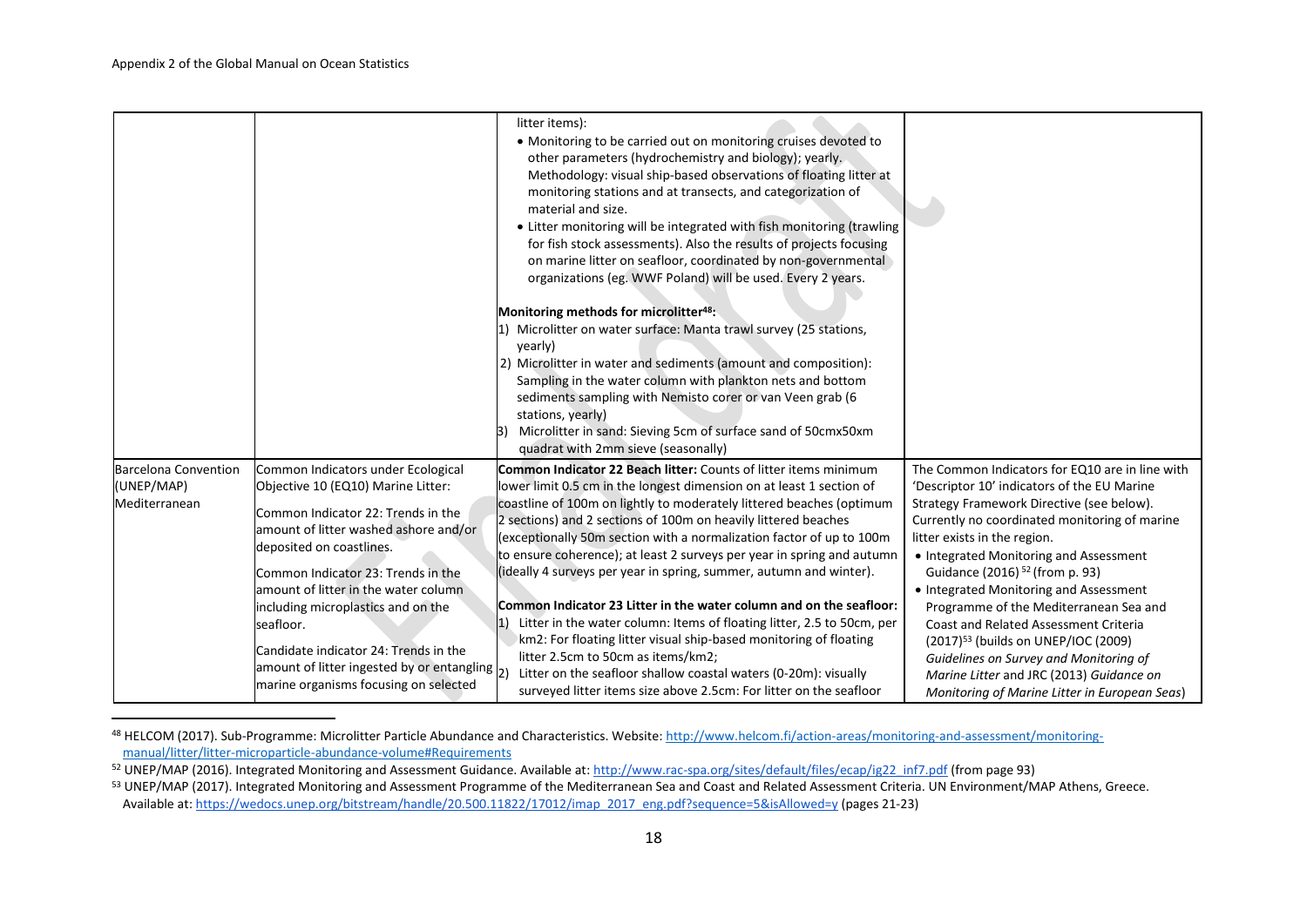| | | | |
|---|---|---|---|
| | | litter items):<br>• Monitoring to be carried out on monitoring cruises devoted to other parameters (hydrochemistry and biology); yearly. Methodology: visual ship-based observations of floating litter at monitoring stations and at transects, and categorization of material and size.<br>• Litter monitoring will be integrated with fish monitoring (trawling for fish stock assessments). Also the results of projects focusing on marine litter on seafloor, coordinated by non-governmental organizations (eg. WWF Poland) will be used. Every 2 years.<br><br>**Monitoring methods for microlitter[48]:**<br>1) Microlitter on water surface: Manta trawl survey (25 stations, yearly)<br>2) Microlitter in water and sediments (amount and composition): Sampling in the water column with plankton nets and bottom sediments sampling with Nemisto corer or van Veen grab (6 stations, yearly)<br>3) Microlitter in sand: Sieving 5cm of surface sand of 50cmx50cm quadrat with 2mm sieve (seasonally) | |
| Barcelona Convention (UNEP/MAP) Mediterranean | Common Indicators under Ecological Objective 10 (EQ10) Marine Litter:<br><br>Common Indicator 22: Trends in the amount of litter washed ashore and/or deposited on coastlines.<br><br>Common Indicator 23: Trends in the amount of litter in the water column including microplastics and on the seafloor.<br><br>Candidate indicator 24: Trends in the amount of litter ingested by or entangling marine organisms focusing on selected | **Common Indicator 22 Beach litter:** Counts of litter items minimum lower limit 0.5 cm in the longest dimension on at least 1 section of coastline of 100m on lightly to moderately littered beaches (optimum 2 sections) and 2 sections of 100m on heavily littered beaches (exceptionally 50m section with a normalization factor of up to 100m to ensure coherence); at least 2 surveys per year in spring and autumn (ideally 4 surveys per year in spring, summer, autumn and winter).<br><br>**Common Indicator 23 Litter in the water column and on the seafloor:**<br>1) Litter in the water column: Items of floating litter, 2.5 to 50cm, per km2: For floating litter visual ship-based monitoring of floating litter 2.5cm to 50cm as items/km2;<br>2) Litter on the seafloor shallow coastal waters (0-20m): visually surveyed litter items size above 2.5cm: For litter on the seafloor | The Common Indicators for EQ10 are in line with 'Descriptor 10' indicators of the EU Marine Strategy Framework Directive (see below). Currently no coordinated monitoring of marine litter exists in the region.<br>• Integrated Monitoring and Assessment Guidance (2016) [52] (from p. 93)<br>• Integrated Monitoring and Assessment Programme of the Mediterranean Sea and Coast and Related Assessment Criteria (2017)[53] (builds on UNEP/IOC (2009) *Guidelines on Survey and Monitoring of Marine Litter* and JRC (2013) *Guidance on Monitoring of Marine Litter in European Seas*) |

[48] HELCOM (2017). Sub-Programme: Microlitter Particle Abundance and Characteristics. Website: http://www.helcom.fi/action-areas/monitoring-and-assessment/monitoring-manual/litter/litter-microparticle-abundance-volume#Requirements

[52] UNEP/MAP (2016). Integrated Monitoring and Assessment Guidance. Available at: http://www.rac-spa.org/sites/default/files/ecap/ig22_inf7.pdf (from page 93)

[53] UNEP/MAP (2017). Integrated Monitoring and Assessment Programme of the Mediterranean Sea and Coast and Related Assessment Criteria. UN Environment/MAP Athens, Greece. Available at: https://wedocs.unep.org/bitstream/handle/20.500.11822/17012/imap_2017_eng.pdf?sequence=5&isAllowed=y (pages 21-23)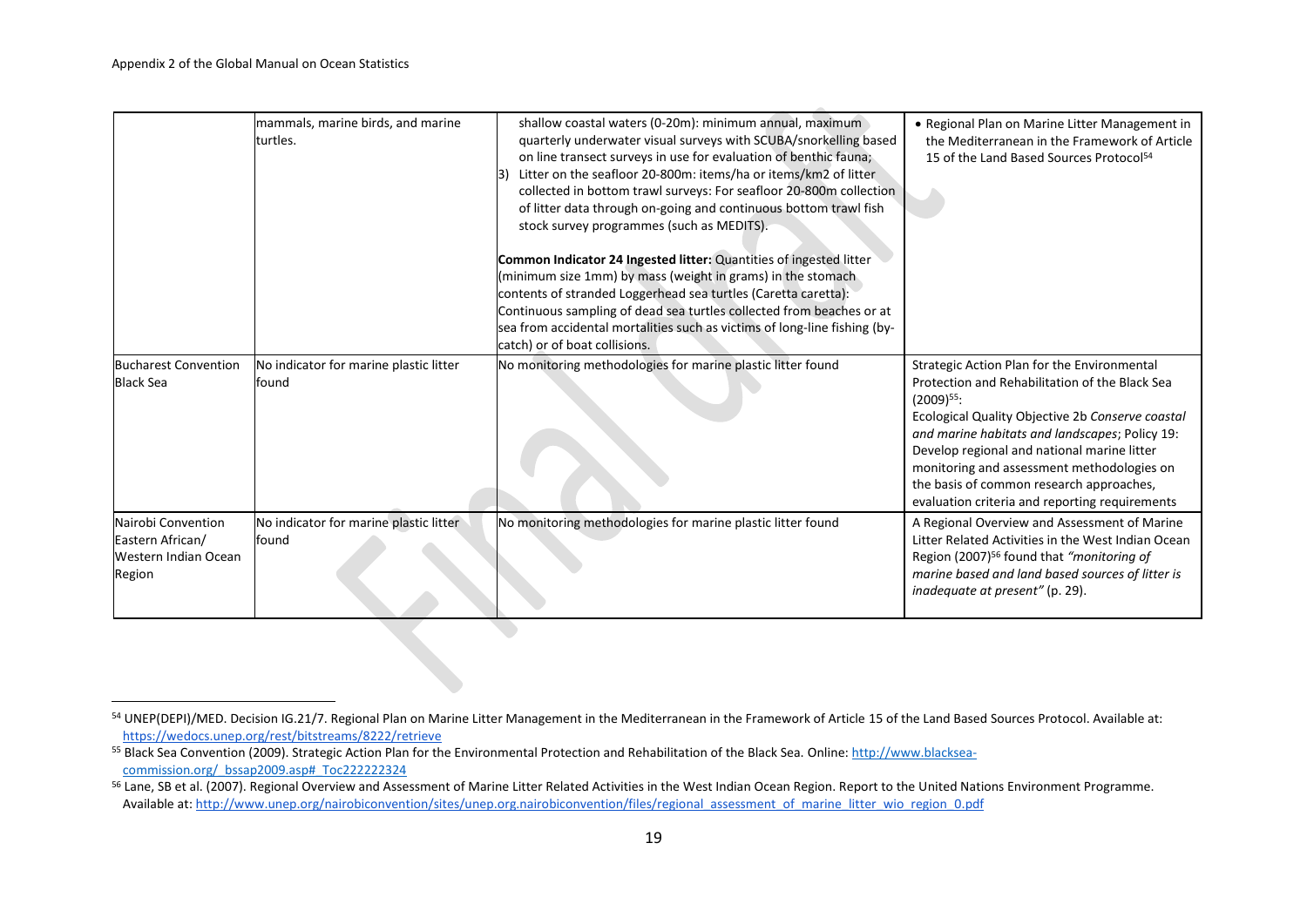| | mammals, marine birds, and marine turtles. | shallow coastal waters (0-20m): minimum annual, maximum quarterly underwater visual surveys with SCUBA/snorkelling based on line transect surveys in use for evaluation of benthic fauna;<br>3) Litter on the seafloor 20-800m: items/ha or items/km2 of litter collected in bottom trawl surveys: For seafloor 20-800m collection of litter data through on-going and continuous bottom trawl fish stock survey programmes (such as MEDITS).<br><br>**Common Indicator 24 Ingested litter:** Quantities of ingested litter (minimum size 1mm) by mass (weight in grams) in the stomach contents of stranded Loggerhead sea turtles (Caretta caretta): Continuous sampling of dead sea turtles collected from beaches or at sea from accidental mortalities such as victims of long-line fishing (by-catch) or of boat collisions. | • Regional Plan on Marine Litter Management in the Mediterranean in the Framework of Article 15 of the Land Based Sources Protocol[54] |
|---|---|---|---|
| Bucharest Convention Black Sea | No indicator for marine plastic litter found | No monitoring methodologies for marine plastic litter found | Strategic Action Plan for the Environmental Protection and Rehabilitation of the Black Sea (2009)[55]:<br>Ecological Quality Objective 2b *Conserve coastal and marine habitats and landscapes*; Policy 19: Develop regional and national marine litter monitoring and assessment methodologies on the basis of common research approaches, evaluation criteria and reporting requirements |
| Nairobi Convention Eastern African/ Western Indian Ocean Region | No indicator for marine plastic litter found | No monitoring methodologies for marine plastic litter found | A Regional Overview and Assessment of Marine Litter Related Activities in the West Indian Ocean Region (2007)[56] found that *"monitoring of marine based and land based sources of litter is inadequate at present"* (p. 29). |

[54] UNEP(DEPI)/MED. Decision IG.21/7. Regional Plan on Marine Litter Management in the Mediterranean in the Framework of Article 15 of the Land Based Sources Protocol. Available at: https://wedocs.unep.org/rest/bitstreams/8222/retrieve

[55] Black Sea Convention (2009). Strategic Action Plan for the Environmental Protection and Rehabilitation of the Black Sea. Online: http://www.blacksea-commission.org/_bssap2009.asp#_Toc222222324

[56] Lane, SB et al. (2007). Regional Overview and Assessment of Marine Litter Related Activities in the West Indian Ocean Region. Report to the United Nations Environment Programme. Available at: http://www.unep.org/nairobiconvention/sites/unep.org.nairobiconvention/files/regional_assessment_of_marine_litter_wio_region_0.pdf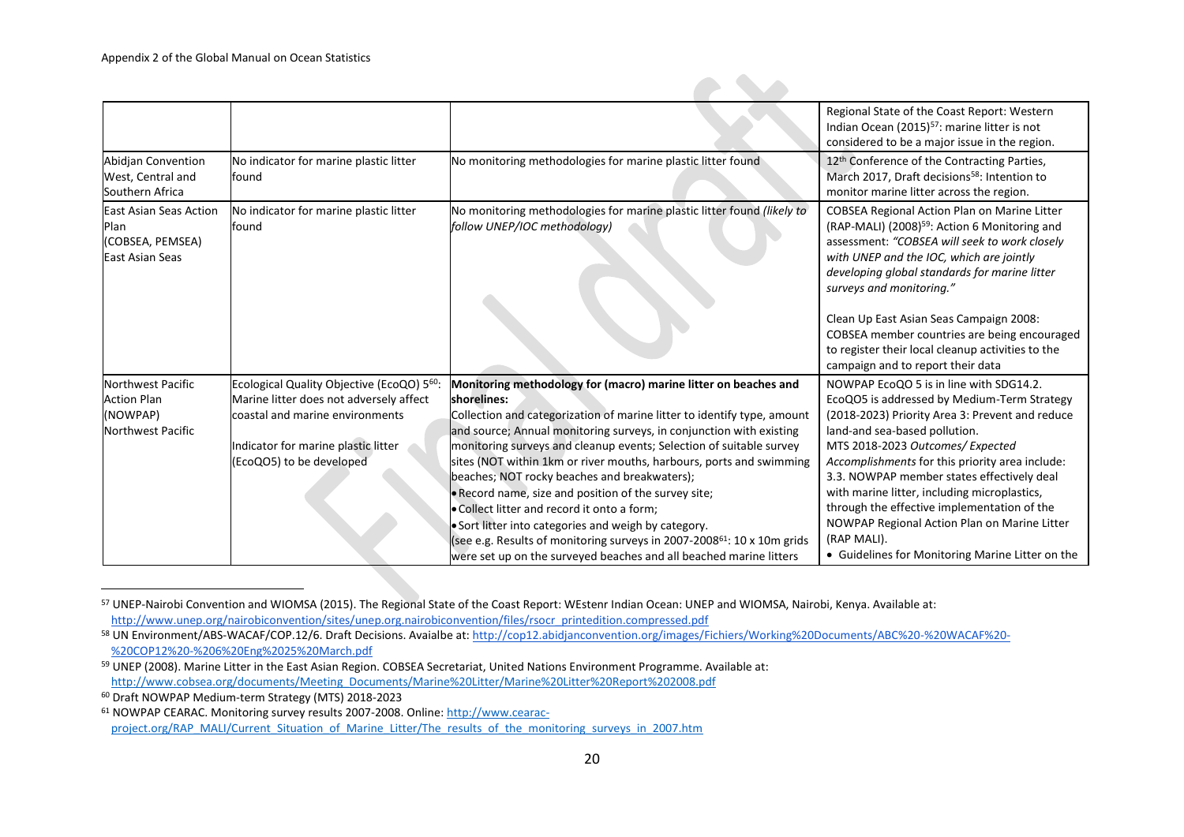| | | | |
|---|---|---|---|
| | | | Regional State of the Coast Report: Western Indian Ocean (2015)[57]: marine litter is not considered to be a major issue in the region. |
| Abidjan Convention West, Central and Southern Africa | No indicator for marine plastic litter found | No monitoring methodologies for marine plastic litter found | 12th Conference of the Contracting Parties, March 2017, Draft decisions[58]: Intention to monitor marine litter across the region. |
| East Asian Seas Action Plan (COBSEA, PEMSEA) East Asian Seas | No indicator for marine plastic litter found | No monitoring methodologies for marine plastic litter found *(likely to follow UNEP/IOC methodology)* | COBSEA Regional Action Plan on Marine Litter (RAP-MALI) (2008)[59]: Action 6 Monitoring and assessment: *"COBSEA will seek to work closely with UNEP and the IOC, which are jointly developing global standards for marine litter surveys and monitoring."*<br><br>Clean Up East Asian Seas Campaign 2008: COBSEA member countries are being encouraged to register their local cleanup activities to the campaign and to report their data |
| Northwest Pacific Action Plan (NOWPAP) Northwest Pacific | Ecological Quality Objective (EcoQO) 5[60]: Marine litter does not adversely affect coastal and marine environments<br><br>Indicator for marine plastic litter (EcoQO5) to be developed | **Monitoring methodology for (macro) marine litter on beaches and shorelines:**<br>Collection and categorization of marine litter to identify type, amount and source; Annual monitoring surveys, in conjunction with existing monitoring surveys and cleanup events; Selection of suitable survey sites (NOT within 1km or river mouths, harbours, ports and swimming beaches; NOT rocky beaches and breakwaters);<br>• Record name, size and position of the survey site;<br>• Collect litter and record it onto a form;<br>• Sort litter into categories and weigh by category.<br>(see e.g. Results of monitoring surveys in 2007-2008[61]: 10 x 10m grids were set up on the surveyed beaches and all beached marine litters | NOWPAP EcoQO 5 is in line with SDG14.2.<br>EcoQO5 is addressed by Medium-Term Strategy (2018-2023) Priority Area 3: Prevent and reduce land-and sea-based pollution.<br>MTS 2018-2023 *Outcomes/ Expected Accomplishments* for this priority area include:<br>3.3. NOWPAP member states effectively deal with marine litter, including microplastics, through the effective implementation of the NOWPAP Regional Action Plan on Marine Litter (RAP MALI).<br>• Guidelines for Monitoring Marine Litter on the |

[57] UNEP-Nairobi Convention and WIOMSA (2015). The Regional State of the Coast Report: WEstenr Indian Ocean: UNEP and WIOMSA, Nairobi, Kenya. Available at: http://www.unep.org/nairobiconvention/sites/unep.org.nairobiconvention/files/rsocr_printedition.compressed.pdf

[58] UN Environment/ABS-WACAF/COP.12/6. Draft Decisions. Avaialbe at: http://cop12.abidjanconvention.org/images/Fichiers/Working%20Documents/ABC%20-%20WACAF%20-%20COP12%20-%206%20Eng%2025%20March.pdf

[59] UNEP (2008). Marine Litter in the East Asian Region. COBSEA Secretariat, United Nations Environment Programme. Available at: http://www.cobsea.org/documents/Meeting_Documents/Marine%20Litter/Marine%20Litter%20Report%202008.pdf

[60] Draft NOWPAP Medium-term Strategy (MTS) 2018-2023

[61] NOWPAP CEARAC. Monitoring survey results 2007-2008. Online: http://www.cearac-project.org/RAP_MALI/Current_Situation_of_Marine_Litter/The_results_of_the_monitoring_surveys_in_2007.htm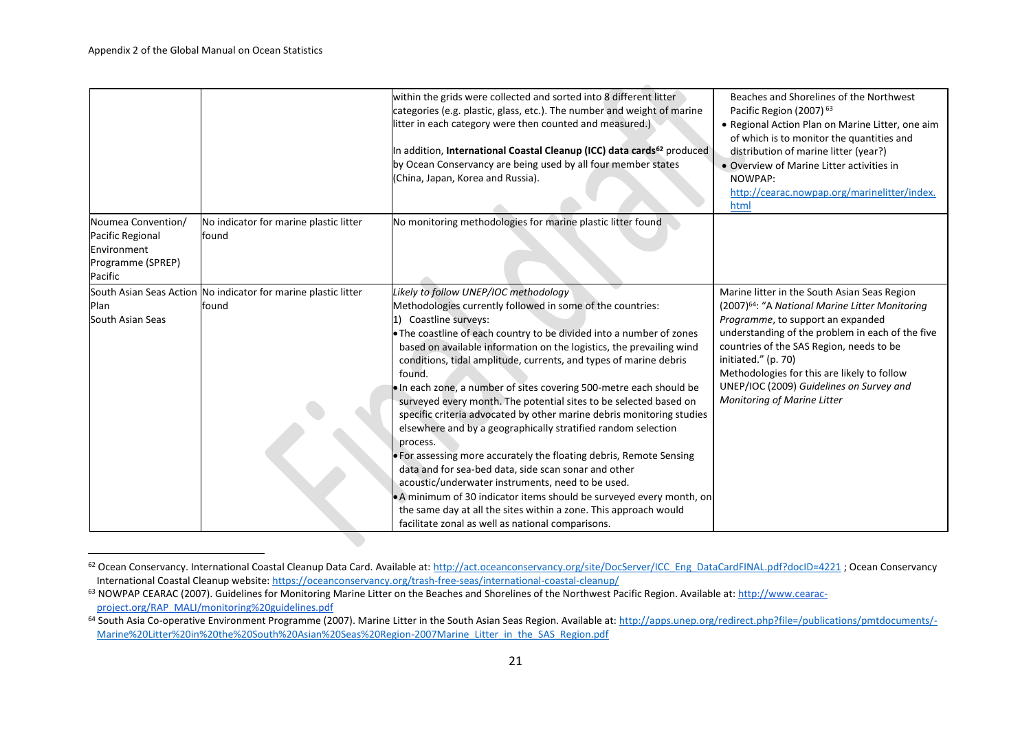| | | | |
|---|---|---|---|
| | | within the grids were collected and sorted into 8 different litter categories (e.g. plastic, glass, etc.). The number and weight of marine litter in each category were then counted and measured.)<br><br>In addition, **International Coastal Cleanup (ICC) data cards**[62] produced by Ocean Conservancy are being used by all four member states (China, Japan, Korea and Russia). | Beaches and Shorelines of the Northwest Pacific Region (2007) [63]<br>• Regional Action Plan on Marine Litter, one aim of which is to monitor the quantities and distribution of marine litter (year?)<br>• Overview of Marine Litter activities in NOWPAP: http://cearac.nowpap.org/marinelitter/index.html |
| Noumea Convention/ Pacific Regional Environment Programme (SPREP) Pacific | No indicator for marine plastic litter found | No monitoring methodologies for marine plastic litter found | |
| South Asian Seas Action Plan South Asian Seas | No indicator for marine plastic litter found | *Likely to follow UNEP/IOC methodology*<br>Methodologies currently followed in some of the countries:<br>1) Coastline surveys:<br>• The coastline of each country to be divided into a number of zones based on available information on the logistics, the prevailing wind conditions, tidal amplitude, currents, and types of marine debris found.<br>• In each zone, a number of sites covering 500-metre each should be surveyed every month. The potential sites to be selected based on specific criteria advocated by other marine debris monitoring studies elsewhere and by a geographically stratified random selection process.<br>• For assessing more accurately the floating debris, Remote Sensing data and for sea-bed data, side scan sonar and other acoustic/underwater instruments, need to be used.<br>• A minimum of 30 indicator items should be surveyed every month, on the same day at all the sites within a zone. This approach would facilitate zonal as well as national comparisons. | Marine litter in the South Asian Seas Region (2007)[64]: "A *National Marine Litter Monitoring Programme*, to support an expanded understanding of the problem in each of the five countries of the SAS Region, needs to be initiated." (p. 70)<br>Methodologies for this are likely to follow UNEP/IOC (2009) *Guidelines on Survey and Monitoring of Marine Litter* |

[62] Ocean Conservancy. International Coastal Cleanup Data Card. Available at: http://act.oceanconservancy.org/site/DocServer/ICC_Eng_DataCardFINAL.pdf?docID=4221 ; Ocean Conservancy International Coastal Cleanup website: https://oceanconservancy.org/trash-free-seas/international-coastal-cleanup/

[63] NOWPAP CEARAC (2007). Guidelines for Monitoring Marine Litter on the Beaches and Shorelines of the Northwest Pacific Region. Available at: http://www.cearac-project.org/RAP_MALI/monitoring%20guidelines.pdf

[64] South Asia Co-operative Environment Programme (2007). Marine Litter in the South Asian Seas Region. Available at: http://apps.unep.org/redirect.php?file=/publications/pmtdocuments/-Marine%20Litter%20in%20the%20South%20Asian%20Seas%20Region-2007Marine_Litter_in_the_SAS_Region.pdf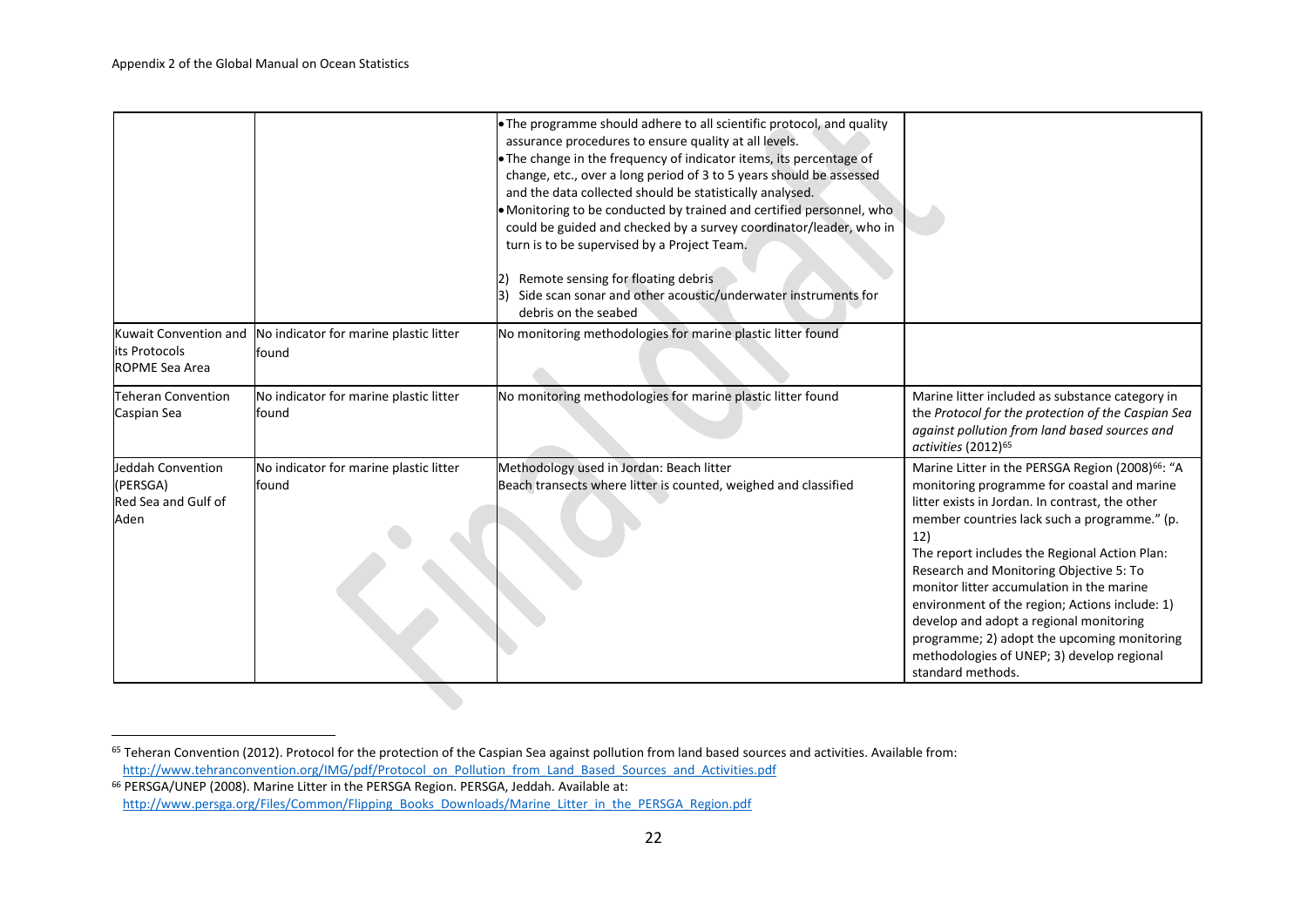| | | | |
|---|---|---|---|
| | | • The programme should adhere to all scientific protocol, and quality assurance procedures to ensure quality at all levels.<br>• The change in the frequency of indicator items, its percentage of change, etc., over a long period of 3 to 5 years should be assessed and the data collected should be statistically analysed.<br>• Monitoring to be conducted by trained and certified personnel, who could be guided and checked by a survey coordinator/leader, who in turn is to be supervised by a Project Team.<br><br>2) Remote sensing for floating debris<br>3) Side scan sonar and other acoustic/underwater instruments for debris on the seabed | |
| Kuwait Convention and its Protocols ROPME Sea Area | No indicator for marine plastic litter found | No monitoring methodologies for marine plastic litter found | |
| Teheran Convention Caspian Sea | No indicator for marine plastic litter found | No monitoring methodologies for marine plastic litter found | Marine litter included as substance category in the *Protocol for the protection of the Caspian Sea against pollution from land based sources and activities* (2012)[65] |
| Jeddah Convention (PERSGA) Red Sea and Gulf of Aden | No indicator for marine plastic litter found | Methodology used in Jordan: Beach litter<br>Beach transects where litter is counted, weighed and classified | Marine Litter in the PERSGA Region (2008)[66]: "A monitoring programme for coastal and marine litter exists in Jordan. In contrast, the other member countries lack such a programme." (p. 12)<br>The report includes the Regional Action Plan: Research and Monitoring Objective 5: To monitor litter accumulation in the marine environment of the region; Actions include: 1) develop and adopt a regional monitoring programme; 2) adopt the upcoming monitoring methodologies of UNEP; 3) develop regional standard methods. |

[65] Teheran Convention (2012). Protocol for the protection of the Caspian Sea against pollution from land based sources and activities. Available from: http://www.tehranconvention.org/IMG/pdf/Protocol_on_Pollution_from_Land_Based_Sources_and_Activities.pdf

[66] PERSGA/UNEP (2008). Marine Litter in the PERSGA Region. PERSGA, Jeddah. Available at: http://www.persga.org/Files/Common/Flipping_Books_Downloads/Marine_Litter_in_the_PERSGA_Region.pdf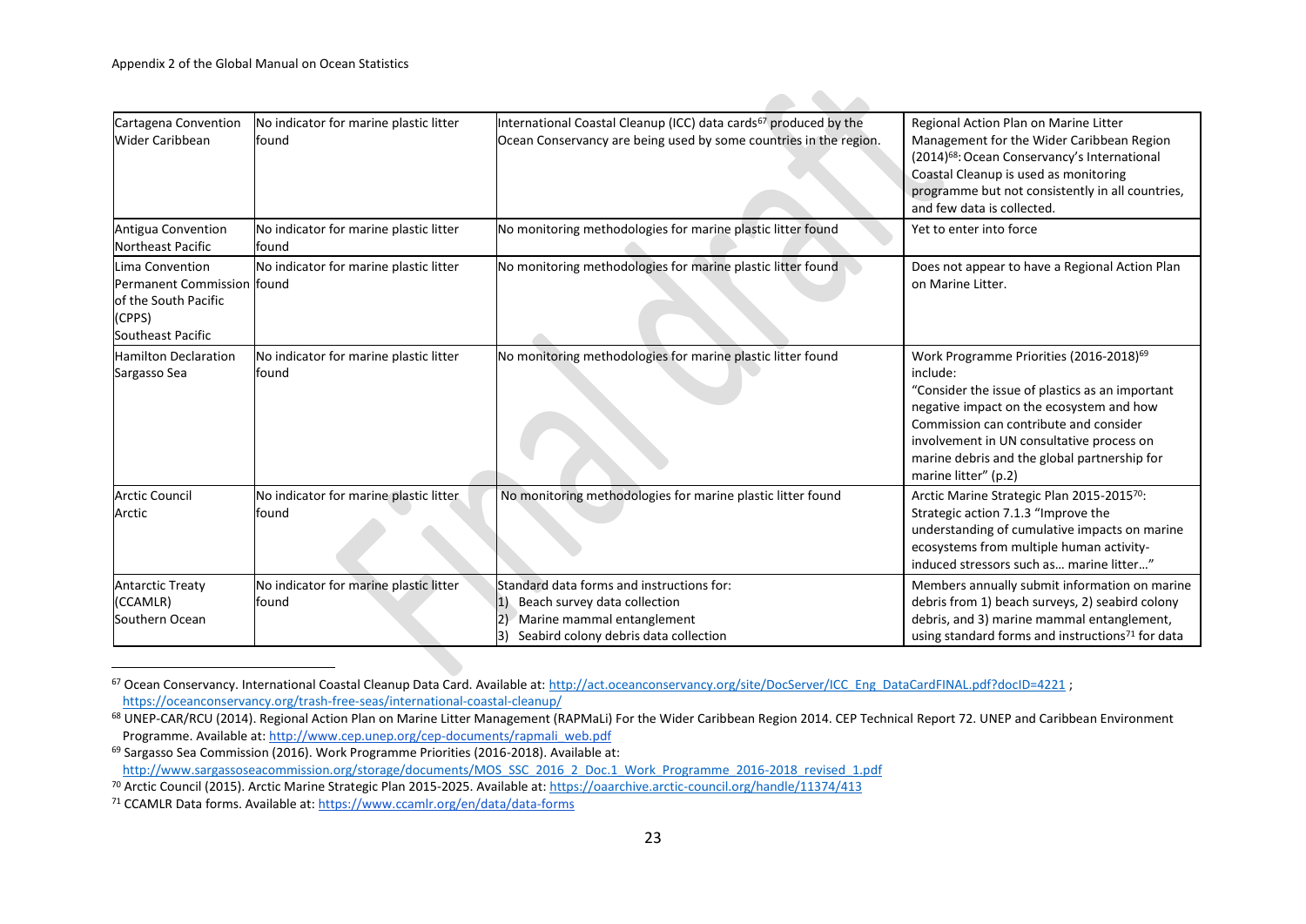| Cartagena Convention Wider Caribbean | No indicator for marine plastic litter found | International Coastal Cleanup (ICC) data cards[67] produced by the Ocean Conservancy are being used by some countries in the region. | Regional Action Plan on Marine Litter Management for the Wider Caribbean Region (2014)[68]: Ocean Conservancy's International Coastal Cleanup is used as monitoring programme but not consistently in all countries, and few data is collected. |
|---|---|---|---|
| Antigua Convention Northeast Pacific | No indicator for marine plastic litter found | No monitoring methodologies for marine plastic litter found | Yet to enter into force |
| Lima Convention Permanent Commission of the South Pacific (CPPS) Southeast Pacific | No indicator for marine plastic litter found | No monitoring methodologies for marine plastic litter found | Does not appear to have a Regional Action Plan on Marine Litter. |
| Hamilton Declaration Sargasso Sea | No indicator for marine plastic litter found | No monitoring methodologies for marine plastic litter found | Work Programme Priorities (2016-2018)[69] include: "Consider the issue of plastics as an important negative impact on the ecosystem and how Commission can contribute and consider involvement in UN consultative process on marine debris and the global partnership for marine litter" (p.2) |
| Arctic Council Arctic | No indicator for marine plastic litter found | No monitoring methodologies for marine plastic litter found | Arctic Marine Strategic Plan 2015-2015[70]: Strategic action 7.1.3 "Improve the understanding of cumulative impacts on marine ecosystems from multiple human activity-induced stressors such as… marine litter…" |
| Antarctic Treaty (CCAMLR) Southern Ocean | No indicator for marine plastic litter found | Standard data forms and instructions for: 1) Beach survey data collection 2) Marine mammal entanglement 3) Seabird colony debris data collection | Members annually submit information on marine debris from 1) beach surveys, 2) seabird colony debris, and 3) marine mammal entanglement, using standard forms and instructions[71] for data |

[67] Ocean Conservancy. International Coastal Cleanup Data Card. Available at: http://act.oceanconservancy.org/site/DocServer/ICC_Eng_DataCardFINAL.pdf?docID=4221 ; https://oceanconservancy.org/trash-free-seas/international-coastal-cleanup/

[68] UNEP-CAR/RCU (2014). Regional Action Plan on Marine Litter Management (RAPMaLi) For the Wider Caribbean Region 2014. CEP Technical Report 72. UNEP and Caribbean Environment Programme. Available at: http://www.cep.unep.org/cep-documents/rapmali_web.pdf

[69] Sargasso Sea Commission (2016). Work Programme Priorities (2016-2018). Available at: http://www.sargassoseacommission.org/storage/documents/MOS_SSC_2016_2_Doc.1_Work_Programme_2016-2018_revised_1.pdf

[70] Arctic Council (2015). Arctic Marine Strategic Plan 2015-2025. Available at: https://oaarchive.arctic-council.org/handle/11374/413

[71] CCAMLR Data forms. Available at: https://www.ccamlr.org/en/data/data-forms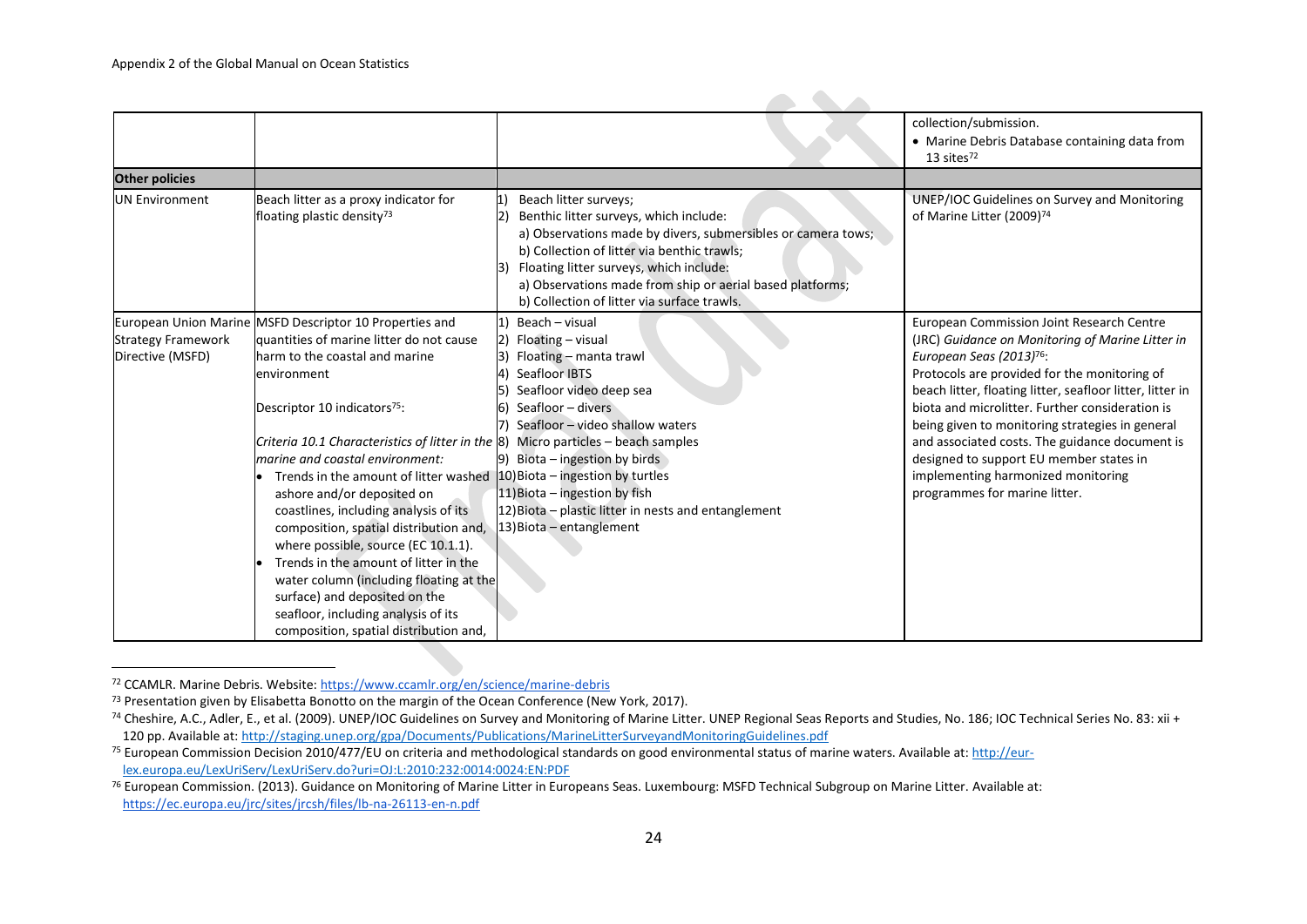| | | | collection/submission.<br>• Marine Debris Database containing data from 13 sites[72] |
|---|---|---|---|
| **Other policies** | | | |
| UN Environment | Beach litter as a proxy indicator for floating plastic density[73] | 1) Beach litter surveys;<br>2) Benthic litter surveys, which include:<br>a) Observations made by divers, submersibles or camera tows;<br>b) Collection of litter via benthic trawls;<br>3) Floating litter surveys, which include:<br>a) Observations made from ship or aerial based platforms;<br>b) Collection of litter via surface trawls. | UNEP/IOC Guidelines on Survey and Monitoring of Marine Litter (2009)[74] |
| European Union Marine Strategy Framework Directive (MSFD) | MSFD Descriptor 10 Properties and quantities of marine litter do not cause harm to the coastal and marine environment<br><br>Descriptor 10 indicators[75]:<br><br>*Criteria 10.1 Characteristics of litter in the marine and coastal environment:*<br>• Trends in the amount of litter washed ashore and/or deposited on coastlines, including analysis of its composition, spatial distribution and, where possible, source (EC 10.1.1).<br>• Trends in the amount of litter in the water column (including floating at the surface) and deposited on the seafloor, including analysis of its composition, spatial distribution and, | 1) Beach – visual<br>2) Floating – visual<br>3) Floating – manta trawl<br>4) Seafloor IBTS<br>5) Seafloor video deep sea<br>6) Seafloor – divers<br>7) Seafloor – video shallow waters<br>8) Micro particles – beach samples<br>9) Biota – ingestion by birds<br>10) Biota – ingestion by turtles<br>11) Biota – ingestion by fish<br>12) Biota – plastic litter in nests and entanglement<br>13) Biota – entanglement | European Commission Joint Research Centre (JRC) *Guidance on Monitoring of Marine Litter in European Seas (2013)*[76]:<br>Protocols are provided for the monitoring of beach litter, floating litter, seafloor litter, litter in biota and microlitter. Further consideration is being given to monitoring strategies in general and associated costs. The guidance document is designed to support EU member states in implementing harmonized monitoring programmes for marine litter. |

[72] CCAMLR. Marine Debris. Website: https://www.ccamlr.org/en/science/marine-debris

[73] Presentation given by Elisabetta Bonotto on the margin of the Ocean Conference (New York, 2017).

[74] Cheshire, A.C., Adler, E., et al. (2009). UNEP/IOC Guidelines on Survey and Monitoring of Marine Litter. UNEP Regional Seas Reports and Studies, No. 186; IOC Technical Series No. 83: xii + 120 pp. Available at: http://staging.unep.org/gpa/Documents/Publications/MarineLitterSurveyandMonitoringGuidelines.pdf

[75] European Commission Decision 2010/477/EU on criteria and methodological standards on good environmental status of marine waters. Available at: http://eur-lex.europa.eu/LexUriServ/LexUriServ.do?uri=OJ:L:2010:232:0014:0024:EN:PDF

[76] European Commission. (2013). Guidance on Monitoring of Marine Litter in Europeans Seas. Luxembourg: MSFD Technical Subgroup on Marine Litter. Available at: https://ec.europa.eu/jrc/sites/jrcsh/files/lb-na-26113-en-n.pdf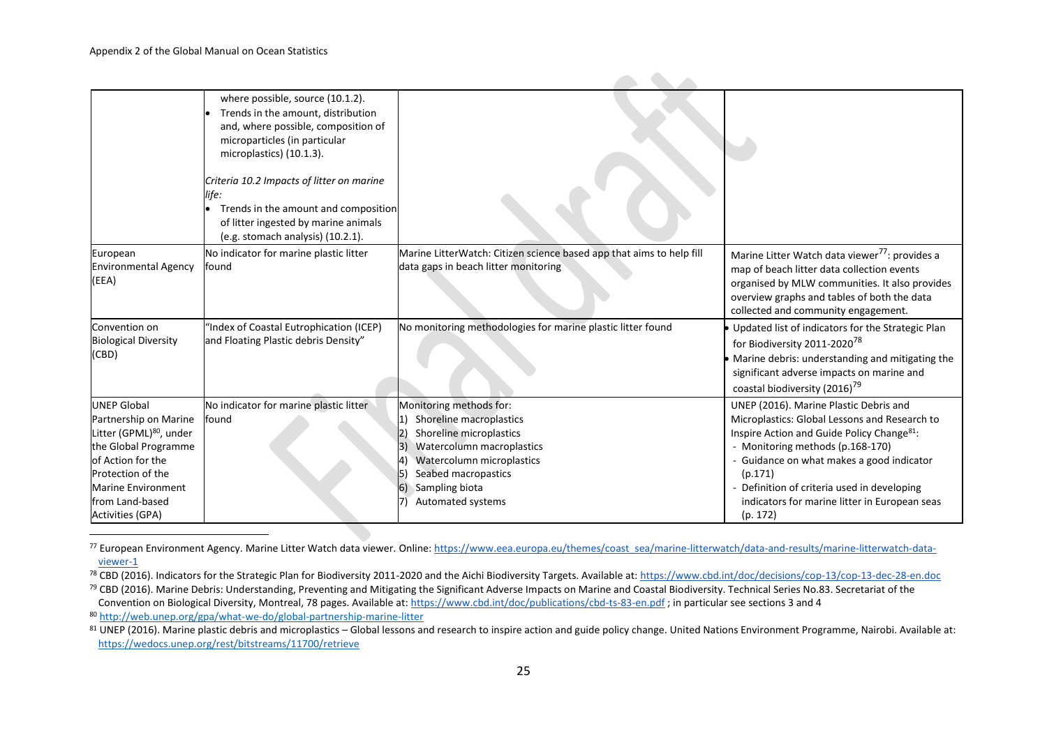| | | | |
|---|---|---|---|
| | where possible, source (10.1.2).<br>• Trends in the amount, distribution and, where possible, composition of microparticles (in particular microplastics) (10.1.3).<br><br>*Criteria 10.2 Impacts of litter on marine life:*<br>• Trends in the amount and composition of litter ingested by marine animals (e.g. stomach analysis) (10.2.1). | | |
| European Environmental Agency (EEA) | No indicator for marine plastic litter found | Marine LitterWatch: Citizen science based app that aims to help fill data gaps in beach litter monitoring | Marine Litter Watch data viewer[77]: provides a map of beach litter data collection events organised by MLW communities. It also provides overview graphs and tables of both the data collected and community engagement. |
| Convention on Biological Diversity (CBD) | "Index of Coastal Eutrophication (ICEP) and Floating Plastic debris Density" | No monitoring methodologies for marine plastic litter found | • Updated list of indicators for the Strategic Plan for Biodiversity 2011-2020[78]<br>• Marine debris: understanding and mitigating the significant adverse impacts on marine and coastal biodiversity (2016)[79] |
| UNEP Global Partnership on Marine Litter (GPML)[80], under the Global Programme of Action for the Protection of the Marine Environment from Land-based Activities (GPA) | No indicator for marine plastic litter found | Monitoring methods for:<br>1) Shoreline macroplastics<br>2) Shoreline microplastics<br>3) Watercolumn macroplastics<br>4) Watercolumn microplastics<br>5) Seabed macropastics<br>6) Sampling biota<br>7) Automated systems | UNEP (2016). Marine Plastic Debris and Microplastics: Global Lessons and Research to Inspire Action and Guide Policy Change[81]:<br>- Monitoring methods (p.168-170)<br>- Guidance on what makes a good indicator (p.171)<br>- Definition of criteria used in developing indicators for marine litter in European seas (p. 172) |

[77] European Environment Agency. Marine Litter Watch data viewer. Online: https://www.eea.europa.eu/themes/coast_sea/marine-litterwatch/data-and-results/marine-litterwatch-data-viewer-1

[78] CBD (2016). Indicators for the Strategic Plan for Biodiversity 2011-2020 and the Aichi Biodiversity Targets. Available at: https://www.cbd.int/doc/decisions/cop-13/cop-13-dec-28-en.doc

[79] CBD (2016). Marine Debris: Understanding, Preventing and Mitigating the Significant Adverse Impacts on Marine and Coastal Biodiversity. Technical Series No.83. Secretariat of the Convention on Biological Diversity, Montreal, 78 pages. Available at: https://www.cbd.int/doc/publications/cbd-ts-83-en.pdf ; in particular see sections 3 and 4

[80] http://web.unep.org/gpa/what-we-do/global-partnership-marine-litter

[81] UNEP (2016). Marine plastic debris and microplastics – Global lessons and research to inspire action and guide policy change. United Nations Environment Programme, Nairobi. Available at: https://wedocs.unep.org/rest/bitstreams/11700/retrieve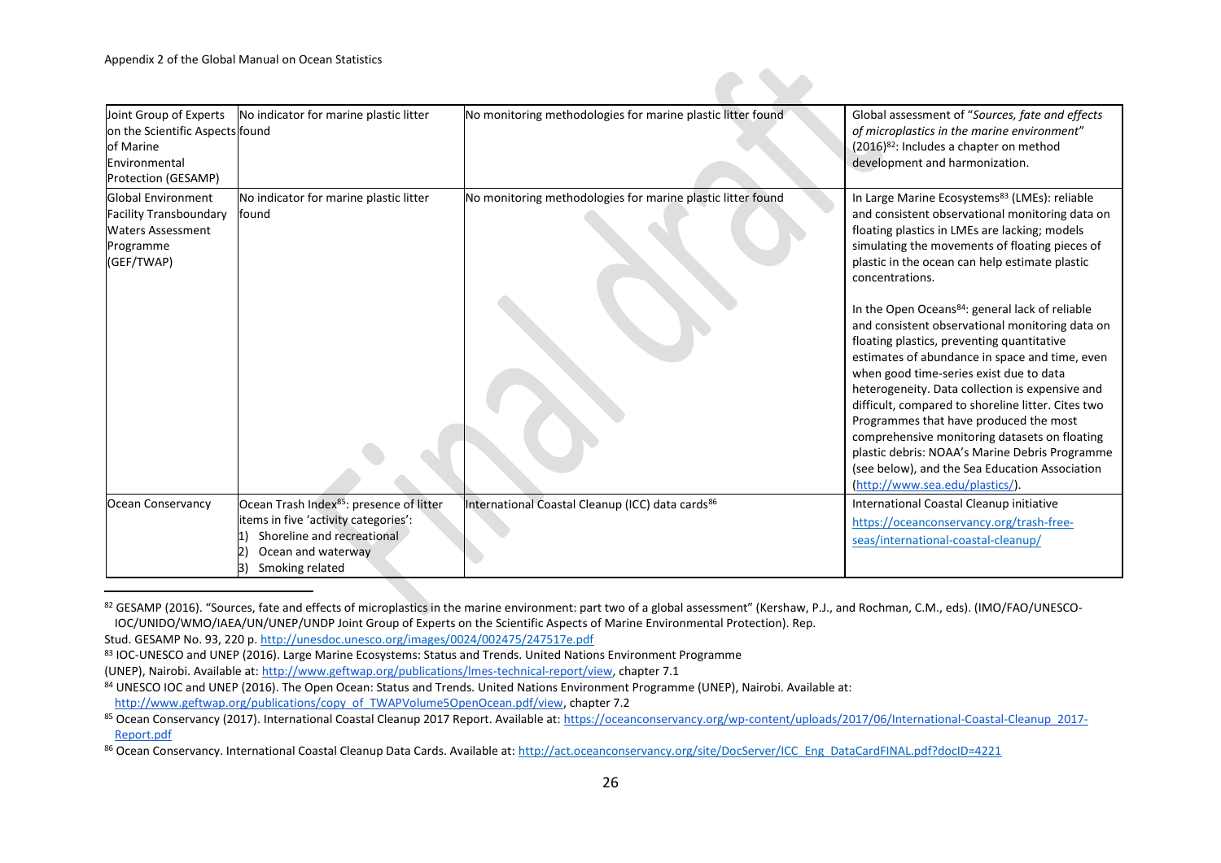| | | | |
|---|---|---|---|
| Joint Group of Experts on the Scientific Aspects of Marine Environmental Protection (GESAMP) | No indicator for marine plastic litter found | No monitoring methodologies for marine plastic litter found | Global assessment of "*Sources, fate and effects of microplastics in the marine environment*" (2016)[82]: Includes a chapter on method development and harmonization. |
| Global Environment Facility Transboundary Waters Assessment Programme (GEF/TWAP) | No indicator for marine plastic litter found | No monitoring methodologies for marine plastic litter found | In Large Marine Ecosystems[83] (LMEs): reliable and consistent observational monitoring data on floating plastics in LMEs are lacking; models simulating the movements of floating pieces of plastic in the ocean can help estimate plastic concentrations.<br><br>In the Open Oceans[84]: general lack of reliable and consistent observational monitoring data on floating plastics, preventing quantitative estimates of abundance in space and time, even when good time-series exist due to data heterogeneity. Data collection is expensive and difficult, compared to shoreline litter. Cites two Programmes that have produced the most comprehensive monitoring datasets on floating plastic debris: NOAA's Marine Debris Programme (see below), and the Sea Education Association (http://www.sea.edu/plastics/). |
| Ocean Conservancy | Ocean Trash Index[85]: presence of litter items in five 'activity categories':<br>1) Shoreline and recreational<br>2) Ocean and waterway<br>3) Smoking related | International Coastal Cleanup (ICC) data cards[86] | International Coastal Cleanup initiative https://oceanconservancy.org/trash-free-seas/international-coastal-cleanup/ |

[82] GESAMP (2016). "Sources, fate and effects of microplastics in the marine environment: part two of a global assessment" (Kershaw, P.J., and Rochman, C.M., eds). (IMO/FAO/UNESCO-IOC/UNIDO/WMO/IAEA/UN/UNEP/UNDP Joint Group of Experts on the Scientific Aspects of Marine Environmental Protection). Rep. Stud. GESAMP No. 93, 220 p. http://unesdoc.unesco.org/images/0024/002475/247517e.pdf

[83] IOC-UNESCO and UNEP (2016). Large Marine Ecosystems: Status and Trends. United Nations Environment Programme (UNEP), Nairobi. Available at: http://www.geftwap.org/publications/lmes-technical-report/view, chapter 7.1

[84] UNESCO IOC and UNEP (2016). The Open Ocean: Status and Trends. United Nations Environment Programme (UNEP), Nairobi. Available at: http://www.geftwap.org/publications/copy_of_TWAPVolume5OpenOcean.pdf/view, chapter 7.2

[85] Ocean Conservancy (2017). International Coastal Cleanup 2017 Report. Available at: https://oceanconservancy.org/wp-content/uploads/2017/06/International-Coastal-Cleanup_2017-Report.pdf

[86] Ocean Conservancy. International Coastal Cleanup Data Cards. Available at: http://act.oceanconservancy.org/site/DocServer/ICC_Eng_DataCardFINAL.pdf?docID=4221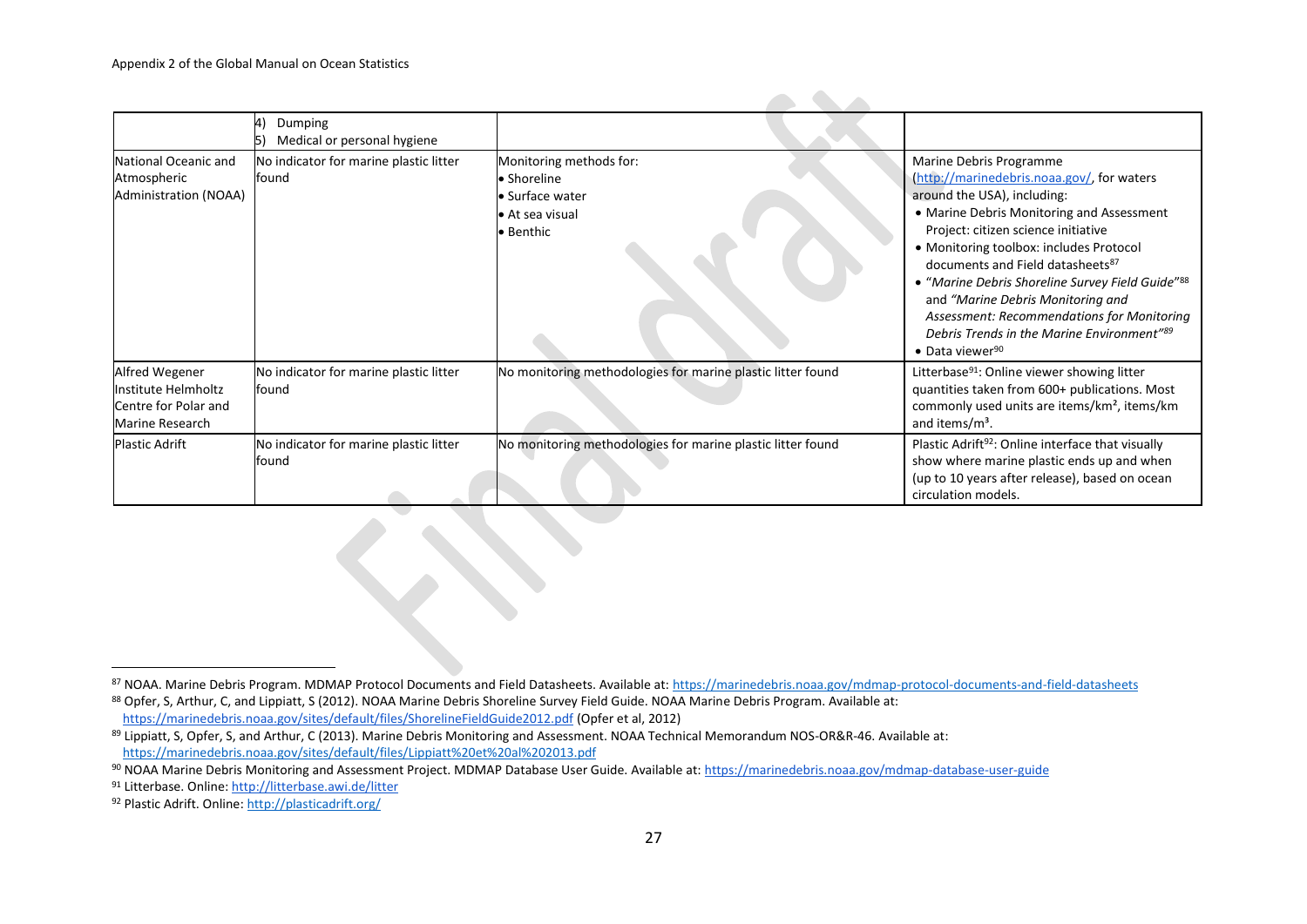| | 4) Dumping<br>5) Medical or personal hygiene | | |
|---|---|---|---|
| National Oceanic and Atmospheric Administration (NOAA) | No indicator for marine plastic litter found | Monitoring methods for:<br>• Shoreline<br>• Surface water<br>• At sea visual<br>• Benthic | Marine Debris Programme (http://marinedebris.noaa.gov/, for waters around the USA), including:<br>• Marine Debris Monitoring and Assessment Project: citizen science initiative<br>• Monitoring toolbox: includes Protocol documents and Field datasheets[87]<br>• *"Marine Debris Shoreline Survey Field Guide"*[88] and *"Marine Debris Monitoring and Assessment: Recommendations for Monitoring Debris Trends in the Marine Environment"*[89]<br>• Data viewer[90] |
| Alfred Wegener Institute Helmholtz Centre for Polar and Marine Research | No indicator for marine plastic litter found | No monitoring methodologies for marine plastic litter found | Litterbase[91]: Online viewer showing litter quantities taken from 600+ publications. Most commonly used units are items/km², items/km and items/m³. |
| Plastic Adrift | No indicator for marine plastic litter found | No monitoring methodologies for marine plastic litter found | Plastic Adrift[92]: Online interface that visually show where marine plastic ends up and when (up to 10 years after release), based on ocean circulation models. |

[87] NOAA. Marine Debris Program. MDMAP Protocol Documents and Field Datasheets. Available at: https://marinedebris.noaa.gov/mdmap-protocol-documents-and-field-datasheets

[88] Opfer, S, Arthur, C, and Lippiatt, S (2012). NOAA Marine Debris Shoreline Survey Field Guide. NOAA Marine Debris Program. Available at: https://marinedebris.noaa.gov/sites/default/files/ShorelineFieldGuide2012.pdf (Opfer et al, 2012)

[89] Lippiatt, S, Opfer, S, and Arthur, C (2013). Marine Debris Monitoring and Assessment. NOAA Technical Memorandum NOS-OR&R-46. Available at: https://marinedebris.noaa.gov/sites/default/files/Lippiatt%20et%20al%202013.pdf

[90] NOAA Marine Debris Monitoring and Assessment Project. MDMAP Database User Guide. Available at: https://marinedebris.noaa.gov/mdmap-database-user-guide

[91] Litterbase. Online: http://litterbase.awi.de/litter

[92] Plastic Adrift. Online: http://plasticadrift.org/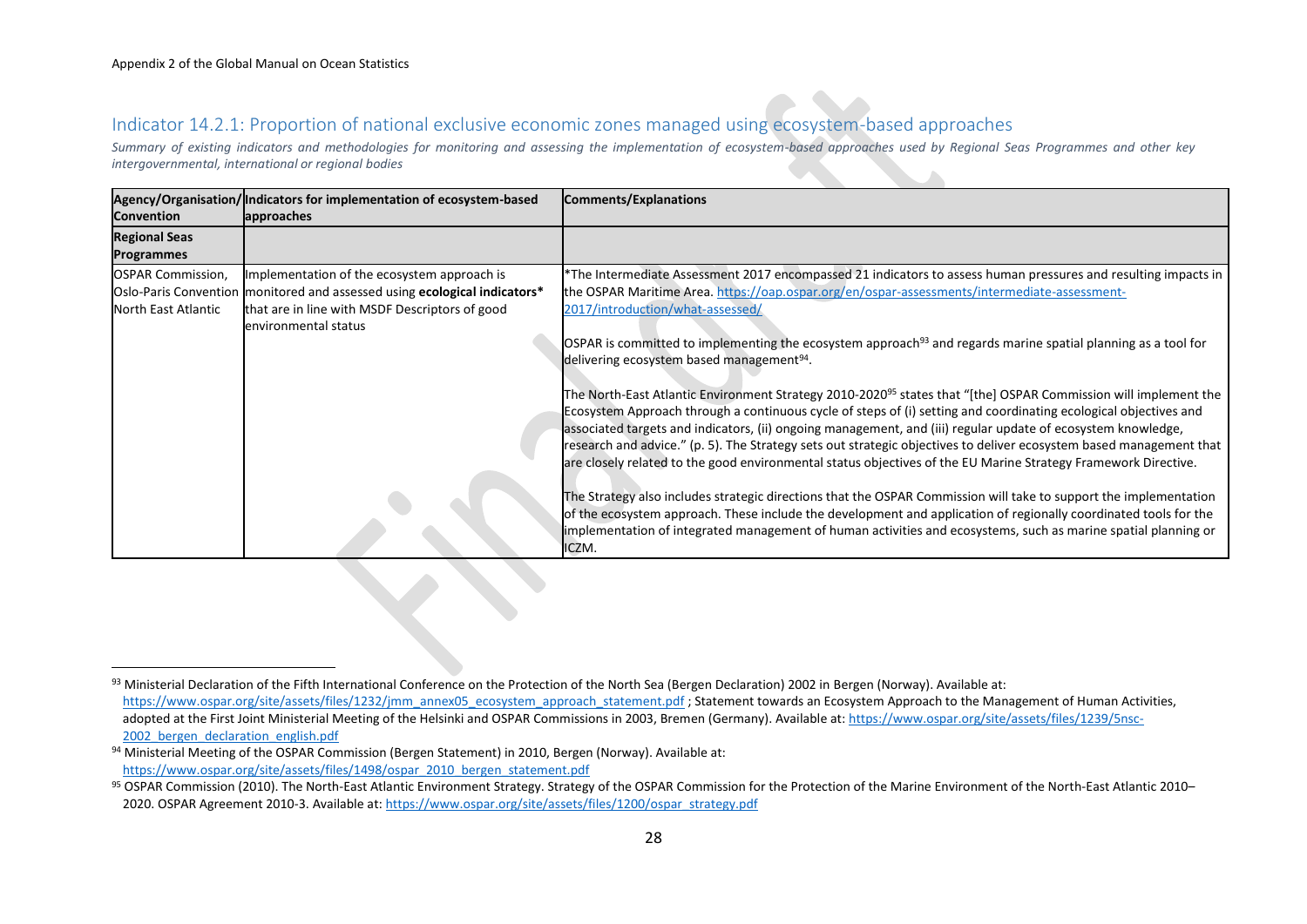## Indicator 14.2.1: Proportion of national exclusive economic zones managed using ecosystem-based approaches

*Summary of existing indicators and methodologies for monitoring and assessing the implementation of ecosystem-based approaches used by Regional Seas Programmes and other key intergovernmental, international or regional bodies*

| Agency/Organisation/ Convention | Indicators for implementation of ecosystem-based approaches | Comments/Explanations |
|---|---|---|
| **Regional Seas Programmes** | | |
| OSPAR Commission, Oslo-Paris Convention North East Atlantic | Implementation of the ecosystem approach is monitored and assessed using **ecological indicators*** that are in line with MSDF Descriptors of good environmental status | *The Intermediate Assessment 2017 encompassed 21 indicators to assess human pressures and resulting impacts in the OSPAR Maritime Area. https://oap.ospar.org/en/ospar-assessments/intermediate-assessment-2017/introduction/what-assessed/<br><br>OSPAR is committed to implementing the ecosystem approach[93] and regards marine spatial planning as a tool for delivering ecosystem based management[94].<br><br>The North-East Atlantic Environment Strategy 2010-2020[95] states that "[the] OSPAR Commission will implement the Ecosystem Approach through a continuous cycle of steps of (i) setting and coordinating ecological objectives and associated targets and indicators, (ii) ongoing management, and (iii) regular update of ecosystem knowledge, research and advice." (p. 5). The Strategy sets out strategic objectives to deliver ecosystem based management that are closely related to the good environmental status objectives of the EU Marine Strategy Framework Directive.<br><br>The Strategy also includes strategic directions that the OSPAR Commission will take to support the implementation of the ecosystem approach. These include the development and application of regionally coordinated tools for the implementation of integrated management of human activities and ecosystems, such as marine spatial planning or ICZM. |

[93] Ministerial Declaration of the Fifth International Conference on the Protection of the North Sea (Bergen Declaration) 2002 in Bergen (Norway). Available at: https://www.ospar.org/site/assets/files/1232/jmm_annex05_ecosystem_approach_statement.pdf ; Statement towards an Ecosystem Approach to the Management of Human Activities, adopted at the First Joint Ministerial Meeting of the Helsinki and OSPAR Commissions in 2003, Bremen (Germany). Available at: https://www.ospar.org/site/assets/files/1239/5nsc-2002_bergen_declaration_english.pdf

[94] Ministerial Meeting of the OSPAR Commission (Bergen Statement) in 2010, Bergen (Norway). Available at: https://www.ospar.org/site/assets/files/1498/ospar_2010_bergen_statement.pdf

[95] OSPAR Commission (2010). The North-East Atlantic Environment Strategy. Strategy of the OSPAR Commission for the Protection of the Marine Environment of the North-East Atlantic 2010–2020. OSPAR Agreement 2010-3. Available at: https://www.ospar.org/site/assets/files/1200/ospar_strategy.pdf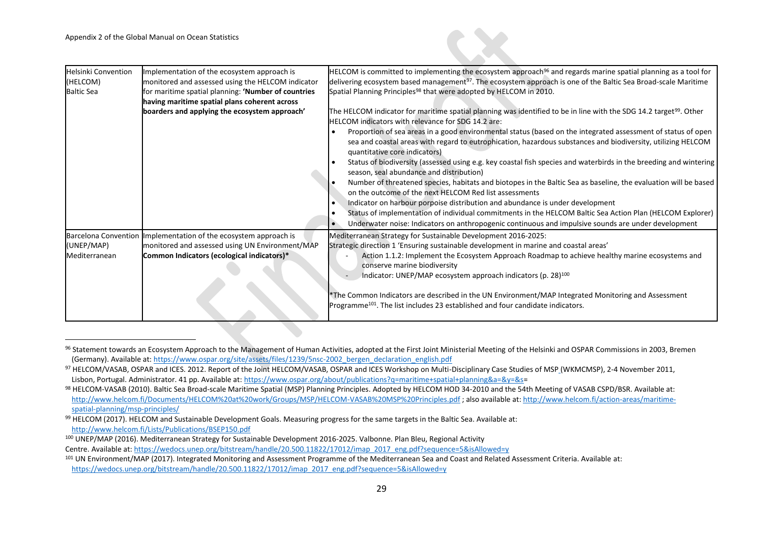| | | |
|---|---|---|
| Helsinki Convention (HELCOM) Baltic Sea | Implementation of the ecosystem approach is monitored and assessed using the HELCOM indicator for maritime spatial planning: **'Number of countries having maritime spatial plans coherent across boarders and applying the ecosystem approach'** | HELCOM is committed to implementing the ecosystem approach[96] and regards marine spatial planning as a tool for delivering ecosystem based management[97]. The ecosystem approach is one of the Baltic Sea Broad-scale Maritime Spatial Planning Principles[98] that were adopted by HELCOM in 2010.<br><br>The HELCOM indicator for maritime spatial planning was identified to be in line with the SDG 14.2 target[99]. Other HELCOM indicators with relevance for SDG 14.2 are:<br>• Proportion of sea areas in a good environmental status (based on the integrated assessment of status of open sea and coastal areas with regard to eutrophication, hazardous substances and biodiversity, utilizing HELCOM quantitative core indicators)<br>• Status of biodiversity (assessed using e.g. key coastal fish species and waterbirds in the breeding and wintering season, seal abundance and distribution)<br>• Number of threatened species, habitats and biotopes in the Baltic Sea as baseline, the evaluation will be based on the outcome of the next HELCOM Red list assessments<br>• Indicator on harbour porpoise distribution and abundance is under development<br>• Status of implementation of individual commitments in the HELCOM Baltic Sea Action Plan (HELCOM Explorer)<br>• Underwater noise: Indicators on anthropogenic continuous and impulsive sounds are under development |
| Barcelona Convention (UNEP/MAP) Mediterranean | Implementation of the ecosystem approach is monitored and assessed using UN Environment/MAP **Common Indicators (ecological indicators)*** | Mediterranean Strategy for Sustainable Development 2016-2025:<br>Strategic direction 1 'Ensuring sustainable development in marine and coastal areas'<br>- Action 1.1.2: Implement the Ecosystem Approach Roadmap to achieve healthy marine ecosystems and conserve marine biodiversity<br>- Indicator: UNEP/MAP ecosystem approach indicators (p. 28)[100]<br><br>*The Common Indicators are described in the UN Environment/MAP Integrated Monitoring and Assessment Programme[101]. The list includes 23 established and four candidate indicators. |

---

[96] Statement towards an Ecosystem Approach to the Management of Human Activities, adopted at the First Joint Ministerial Meeting of the Helsinki and OSPAR Commissions in 2003, Bremen (Germany). Available at: https://www.ospar.org/site/assets/files/1239/5nsc-2002_bergen_declaration_english.pdf

[97] HELCOM/VASAB, OSPAR and ICES. 2012. Report of the Joint HELCOM/VASAB, OSPAR and ICES Workshop on Multi-Disciplinary Case Studies of MSP (WKMCMSP), 2-4 November 2011, Lisbon, Portugal. Administrator. 41 pp. Available at: https://www.ospar.org/about/publications?q=maritime+spatial+planning&a=&y=&s=

[98] HELCOM-VASAB (2010). Baltic Sea Broad-scale Maritime Spatial (MSP) Planning Principles. Adopted by HELCOM HOD 34-2010 and the 54th Meeting of VASAB CSPD/BSR. Available at: http://www.helcom.fi/Documents/HELCOM%20at%20work/Groups/MSP/HELCOM-VASAB%20MSP%20Principles.pdf ; also available at: http://www.helcom.fi/action-areas/maritime-spatial-planning/msp-principles/

[99] HELCOM (2017). HELCOM and Sustainable Development Goals. Measuring progress for the same targets in the Baltic Sea. Available at: http://www.helcom.fi/Lists/Publications/BSEP150.pdf

[100] UNEP/MAP (2016). Mediterranean Strategy for Sustainable Development 2016-2025. Valbonne. Plan Bleu, Regional Activity Centre. Available at: https://wedocs.unep.org/bitstream/handle/20.500.11822/17012/imap_2017_eng.pdf?sequence=5&isAllowed=y

[101] UN Environment/MAP (2017). Integrated Monitoring and Assessment Programme of the Mediterranean Sea and Coast and Related Assessment Criteria. Available at: https://wedocs.unep.org/bitstream/handle/20.500.11822/17012/imap_2017_eng.pdf?sequence=5&isAllowed=y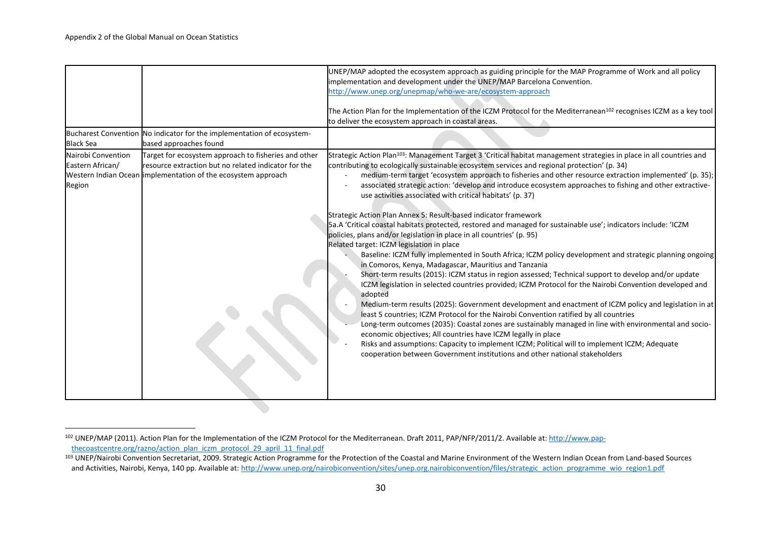| | | |
|---|---|---|
| | | UNEP/MAP adopted the ecosystem approach as guiding principle for the MAP Programme of Work and all policy implementation and development under the UNEP/MAP Barcelona Convention. http://www.unep.org/unepmap/who-we-are/ecosystem-approach<br><br>The Action Plan for the Implementation of the ICZM Protocol for the Mediterranean[102] recognises ICZM as a key tool to deliver the ecosystem approach in coastal areas. |
| Bucharest Convention Black Sea | No indicator for the implementation of ecosystem-based approaches found | |
| Nairobi Convention Eastern African/ Western Indian Ocean Region | Target for ecosystem approach to fisheries and other resource extraction but no related indicator for the implementation of the ecosystem approach | Strategic Action Plan[103]: Management Target 3 'Critical habitat management strategies in place in all countries and contributing to ecologically sustainable ecosystem services and regional protection' (p. 34)<br>- medium-term target 'ecosystem approach to fisheries and other resource extraction implemented' (p. 35);<br>- associated strategic action: 'develop and introduce ecosystem approaches to fishing and other extractive-use activities associated with critical habitats' (p. 37)<br><br>Strategic Action Plan Annex 5: Result-based indicator framework<br>5a.A 'Critical coastal habitats protected, restored and managed for sustainable use'; indicators include: 'ICZM policies, plans and/or legislation in place in all countries' (p. 95)<br>Related target: ICZM legislation in place<br>- Baseline: ICZM fully implemented in South Africa; ICZM policy development and strategic planning ongoing in Comoros, Kenya, Madagascar, Mauritius and Tanzania<br>- Short-term results (2015): ICZM status in region assessed; Technical support to develop and/or update ICZM legislation in selected countries provided; ICZM Protocol for the Nairobi Convention developed and adopted<br>- Medium-term results (2025): Government development and enactment of ICZM policy and legislation in at least 5 countries; ICZM Protocol for the Nairobi Convention ratified by all countries<br>- Long-term outcomes (2035): Coastal zones are sustainably managed in line with environmental and socio-economic objectives; All countries have ICZM legally in place<br>- Risks and assumptions: Capacity to implement ICZM; Political will to implement ICZM; Adequate cooperation between Government institutions and other national stakeholders |

[102] UNEP/MAP (2011). Action Plan for the Implementation of the ICZM Protocol for the Mediterranean. Draft 2011, PAP/NFP/2011/2. Available at: http://www.pap-thecoastcentre.org/razno/action_plan_iczm_protocol_29_april_11_final.pdf

[103] UNEP/Nairobi Convention Secretariat, 2009. Strategic Action Programme for the Protection of the Coastal and Marine Environment of the Western Indian Ocean from Land-based Sources and Activities, Nairobi, Kenya, 140 pp. Available at: http://www.unep.org/nairobiconvention/sites/unep.org.nairobiconvention/files/strategic_action_programme_wio_region1.pdf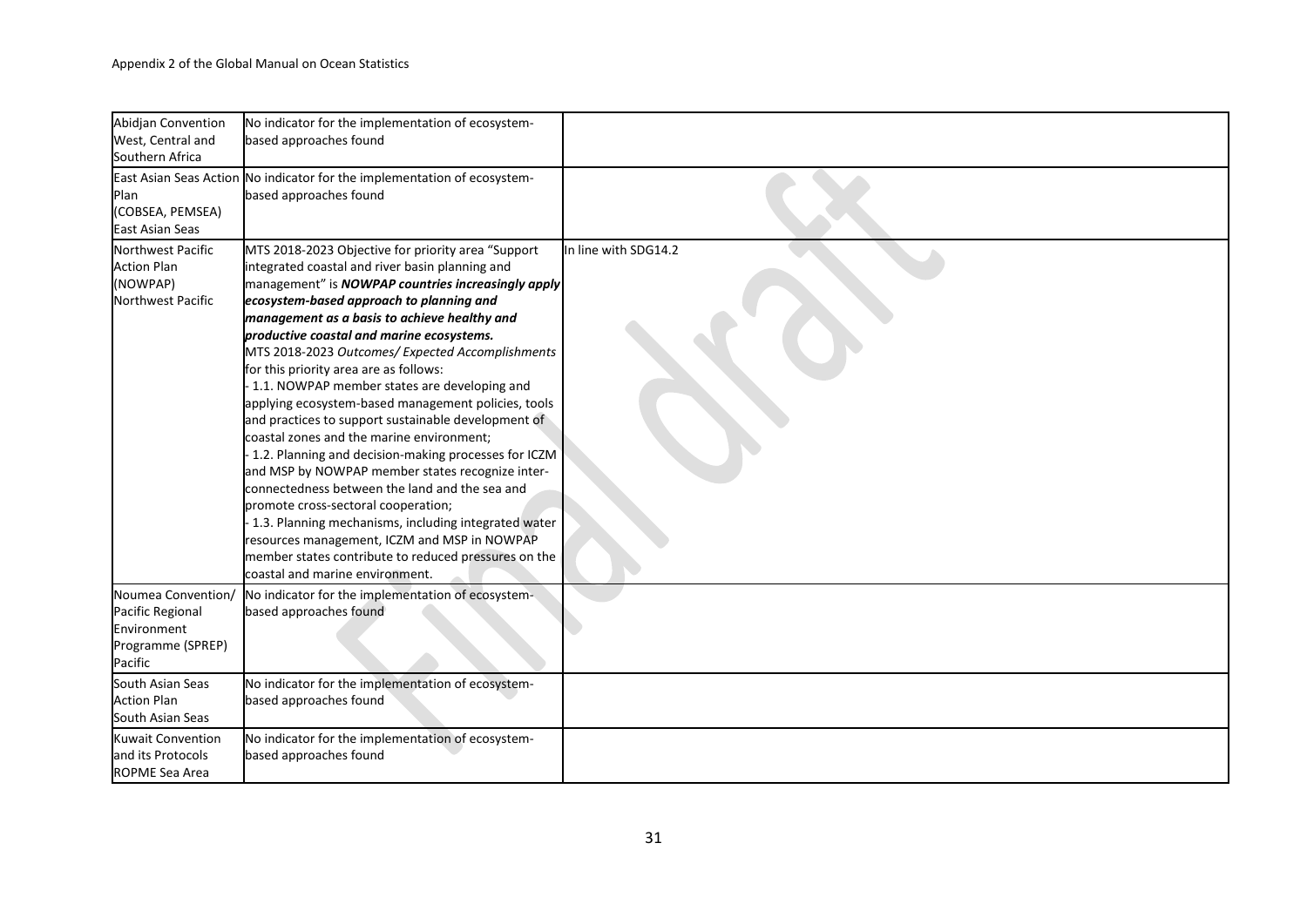| | | |
|---|---|---|
| Abidjan Convention<br>West, Central and Southern Africa | No indicator for the implementation of ecosystem-based approaches found | |
| East Asian Seas Action Plan<br>(COBSEA, PEMSEA)<br>East Asian Seas | No indicator for the implementation of ecosystem-based approaches found | |
| Northwest Pacific Action Plan<br>(NOWPAP)<br>Northwest Pacific | MTS 2018-2023 Objective for priority area "Support integrated coastal and river basin planning and management" is ***NOWPAP countries increasingly apply ecosystem-based approach to planning and management as a basis to achieve healthy and productive coastal and marine ecosystems.***<br>MTS 2018-2023 *Outcomes/ Expected Accomplishments* for this priority area are as follows:<br>- 1.1. NOWPAP member states are developing and applying ecosystem-based management policies, tools and practices to support sustainable development of coastal zones and the marine environment;<br>- 1.2. Planning and decision-making processes for ICZM and MSP by NOWPAP member states recognize inter-connectedness between the land and the sea and promote cross-sectoral cooperation;<br>- 1.3. Planning mechanisms, including integrated water resources management, ICZM and MSP in NOWPAP member states contribute to reduced pressures on the coastal and marine environment. | In line with SDG14.2 |
| Noumea Convention/ Pacific Regional Environment Programme (SPREP)<br>Pacific | No indicator for the implementation of ecosystem-based approaches found | |
| South Asian Seas Action Plan<br>South Asian Seas | No indicator for the implementation of ecosystem-based approaches found | |
| Kuwait Convention and its Protocols<br>ROPME Sea Area | No indicator for the implementation of ecosystem-based approaches found | |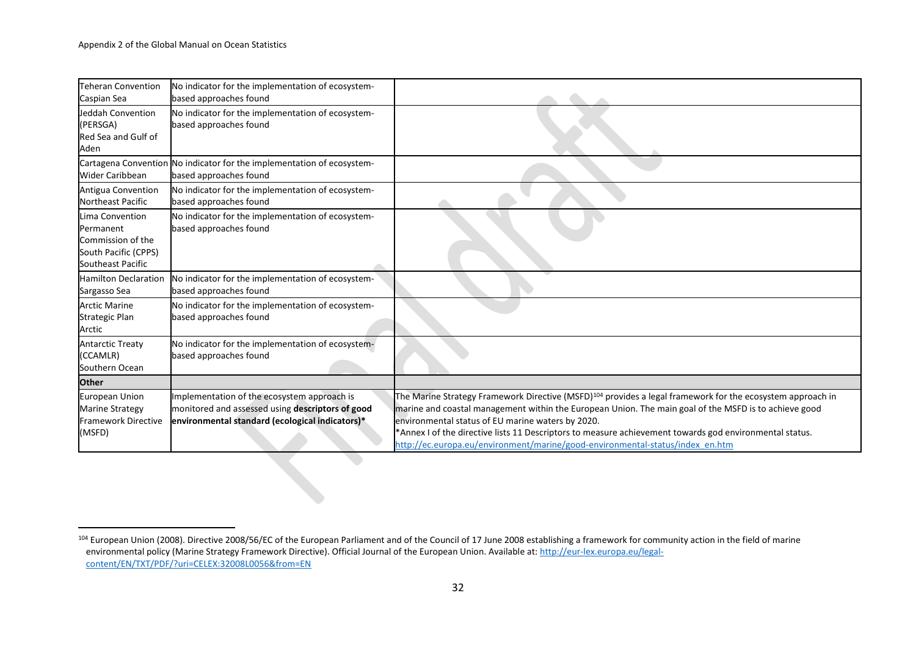| | | |
|---|---|---|
| Teheran Convention<br>Caspian Sea | No indicator for the implementation of ecosystem-based approaches found | |
| Jeddah Convention (PERSGA)<br>Red Sea and Gulf of Aden | No indicator for the implementation of ecosystem-based approaches found | |
| Cartagena Convention<br>Wider Caribbean | No indicator for the implementation of ecosystem-based approaches found | |
| Antigua Convention<br>Northeast Pacific | No indicator for the implementation of ecosystem-based approaches found | |
| Lima Convention<br>Permanent Commission of the South Pacific (CPPS)<br>Southeast Pacific | No indicator for the implementation of ecosystem-based approaches found | |
| Hamilton Declaration<br>Sargasso Sea | No indicator for the implementation of ecosystem-based approaches found | |
| Arctic Marine Strategic Plan<br>Arctic | No indicator for the implementation of ecosystem-based approaches found | |
| Antarctic Treaty (CCAMLR)<br>Southern Ocean | No indicator for the implementation of ecosystem-based approaches found | |
| **Other** | | |
| European Union Marine Strategy Framework Directive (MSFD) | Implementation of the ecosystem approach is monitored and assessed using **descriptors of good environmental standard (ecological indicators)*** | The Marine Strategy Framework Directive (MSFD)[104] provides a legal framework for the ecosystem approach in marine and coastal management within the European Union. The main goal of the MSFD is to achieve good environmental status of EU marine waters by 2020.<br>*Annex I of the directive lists 11 Descriptors to measure achievement towards god environmental status.<br>http://ec.europa.eu/environment/marine/good-environmental-status/index_en.htm |

[104] European Union (2008). Directive 2008/56/EC of the European Parliament and of the Council of 17 June 2008 establishing a framework for community action in the field of marine environmental policy (Marine Strategy Framework Directive). Official Journal of the European Union. Available at: http://eur-lex.europa.eu/legal-content/EN/TXT/PDF/?uri=CELEX:32008L0056&from=EN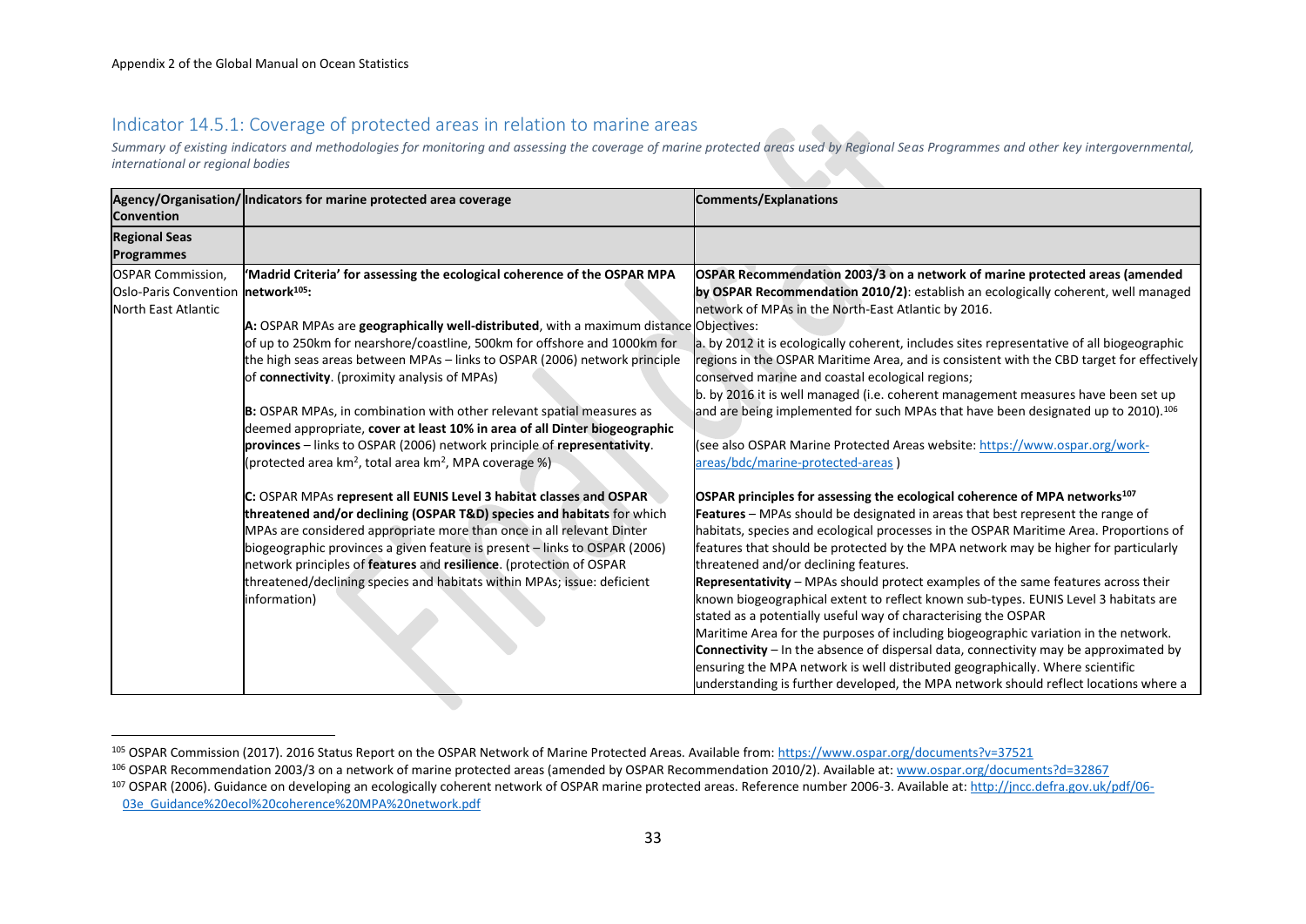## Indicator 14.5.1: Coverage of protected areas in relation to marine areas

*Summary of existing indicators and methodologies for monitoring and assessing the coverage of marine protected areas used by Regional Seas Programmes and other key intergovernmental, international or regional bodies*

| Agency/Organisation/ Convention | Indicators for marine protected area coverage | Comments/Explanations |
|---|---|---|
| **Regional Seas Programmes** | | |
| OSPAR Commission, Oslo-Paris Convention North East Atlantic | **'Madrid Criteria' for assessing the ecological coherence of the OSPAR MPA network[105]:**<br><br>**A:** OSPAR MPAs are **geographically well-distributed**, with a maximum distance of up to 250km for nearshore/coastline, 500km for offshore and 1000km for the high seas areas between MPAs – links to OSPAR (2006) network principle of **connectivity**. (proximity analysis of MPAs)<br><br>**B:** OSPAR MPAs, in combination with other relevant spatial measures as deemed appropriate, **cover at least 10% in area of all Dinter biogeographic provinces** – links to OSPAR (2006) network principle of **representativity**. (protected area km$^2$, total area km$^2$, MPA coverage %)<br><br>**C:** OSPAR MPAs **represent all EUNIS Level 3 habitat classes and OSPAR threatened and/or declining (OSPAR T&D) species and habitats** for which MPAs are considered appropriate more than once in all relevant Dinter biogeographic provinces a given feature is present – links to OSPAR (2006) network principles of **features** and **resilience**. (protection of OSPAR threatened/declining species and habitats within MPAs; issue: deficient information) | **OSPAR Recommendation 2003/3 on a network of marine protected areas (amended by OSPAR Recommendation 2010/2)**: establish an ecologically coherent, well managed network of MPAs in the North-East Atlantic by 2016.<br>Objectives:<br>a. by 2012 it is ecologically coherent, includes sites representative of all biogeographic regions in the OSPAR Maritime Area, and is consistent with the CBD target for effectively conserved marine and coastal ecological regions;<br>b. by 2016 it is well managed (i.e. coherent management measures have been set up and are being implemented for such MPAs that have been designated up to 2010).[106]<br><br>(see also OSPAR Marine Protected Areas website: https://www.ospar.org/work-areas/bdc/marine-protected-areas )<br><br>**OSPAR principles for assessing the ecological coherence of MPA networks[107]**<br>**Features** – MPAs should be designated in areas that best represent the range of habitats, species and ecological processes in the OSPAR Maritime Area. Proportions of features that should be protected by the MPA network may be higher for particularly threatened and/or declining features.<br>**Representativity** – MPAs should protect examples of the same features across their known biogeographical extent to reflect known sub-types. EUNIS Level 3 habitats are stated as a potentially useful way of characterising the OSPAR Maritime Area for the purposes of including biogeographic variation in the network.<br>**Connectivity** – In the absence of dispersal data, connectivity may be approximated by ensuring the MPA network is well distributed geographically. Where scientific understanding is further developed, the MPA network should reflect locations where a |

[105] OSPAR Commission (2017). 2016 Status Report on the OSPAR Network of Marine Protected Areas. Available from: https://www.ospar.org/documents?v=37521

[106] OSPAR Recommendation 2003/3 on a network of marine protected areas (amended by OSPAR Recommendation 2010/2). Available at: www.ospar.org/documents?d=32867

[107] OSPAR (2006). Guidance on developing an ecologically coherent network of OSPAR marine protected areas. Reference number 2006-3. Available at: http://jncc.defra.gov.uk/pdf/06-03e_Guidance%20ecol%20coherence%20MPA%20network.pdf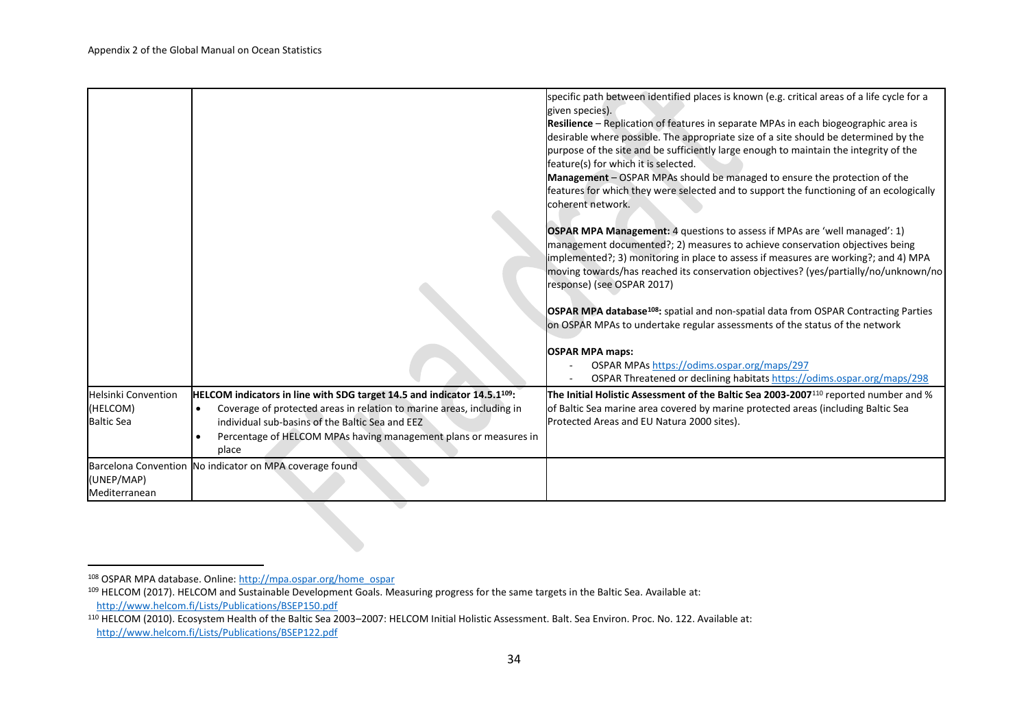| | | |
|---|---|---|
| | | specific path between identified places is known (e.g. critical areas of a life cycle for a given species).<br>**Resilience** – Replication of features in separate MPAs in each biogeographic area is desirable where possible. The appropriate size of a site should be determined by the purpose of the site and be sufficiently large enough to maintain the integrity of the feature(s) for which it is selected.<br>**Management** – OSPAR MPAs should be managed to ensure the protection of the features for which they were selected and to support the functioning of an ecologically coherent network.<br><br>**OSPAR MPA Management:** 4 questions to assess if MPAs are 'well managed': 1) management documented?; 2) measures to achieve conservation objectives being implemented?; 3) monitoring in place to assess if measures are working?; and 4) MPA moving towards/has reached its conservation objectives? (yes/partially/no/unknown/no response) (see OSPAR 2017)<br><br>**OSPAR MPA database[108]:** spatial and non-spatial data from OSPAR Contracting Parties on OSPAR MPAs to undertake regular assessments of the status of the network<br><br>**OSPAR MPA maps:**<br>- OSPAR MPAs https://odims.ospar.org/maps/297<br>- OSPAR Threatened or declining habitats https://odims.ospar.org/maps/298 |
| Helsinki Convention (HELCOM) Baltic Sea | **HELCOM indicators in line with SDG target 14.5 and indicator 14.5.1[109]:**<br>• Coverage of protected areas in relation to marine areas, including in individual sub-basins of the Baltic Sea and EEZ<br>• Percentage of HELCOM MPAs having management plans or measures in place | **The Initial Holistic Assessment of the Baltic Sea 2003-2007**[110] reported number and % of Baltic Sea marine area covered by marine protected areas (including Baltic Sea Protected Areas and EU Natura 2000 sites). |
| Barcelona Convention (UNEP/MAP) Mediterranean | No indicator on MPA coverage found | |

[108] OSPAR MPA database. Online: http://mpa.ospar.org/home_ospar

[109] HELCOM (2017). HELCOM and Sustainable Development Goals. Measuring progress for the same targets in the Baltic Sea. Available at: http://www.helcom.fi/Lists/Publications/BSEP150.pdf

[110] HELCOM (2010). Ecosystem Health of the Baltic Sea 2003–2007: HELCOM Initial Holistic Assessment. Balt. Sea Environ. Proc. No. 122. Available at: http://www.helcom.fi/Lists/Publications/BSEP122.pdf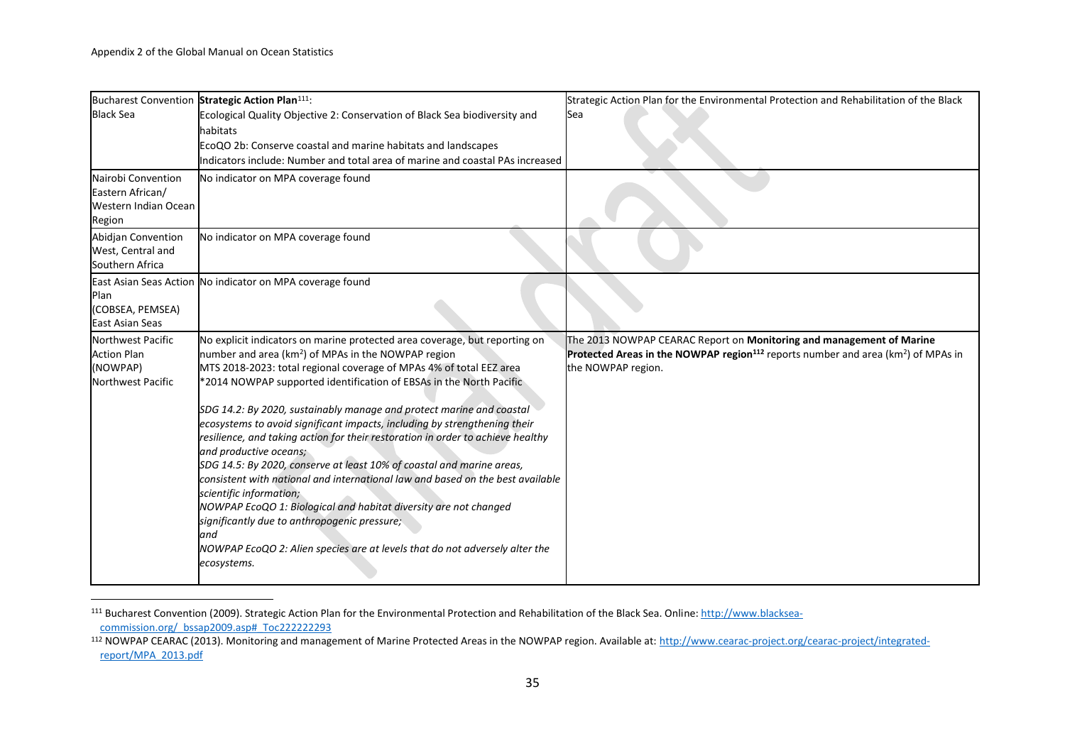| | | |
|---|---|---|
| Bucharest Convention Black Sea | **Strategic Action Plan**[111]:<br>Ecological Quality Objective 2: Conservation of Black Sea biodiversity and habitats<br>EcoQO 2b: Conserve coastal and marine habitats and landscapes<br>Indicators include: Number and total area of marine and coastal PAs increased | Strategic Action Plan for the Environmental Protection and Rehabilitation of the Black Sea |
| Nairobi Convention Eastern African/ Western Indian Ocean Region | No indicator on MPA coverage found | |
| Abidjan Convention West, Central and Southern Africa | No indicator on MPA coverage found | |
| East Asian Seas Action Plan (COBSEA, PEMSEA) East Asian Seas | No indicator on MPA coverage found | |
| Northwest Pacific Action Plan (NOWPAP) Northwest Pacific | No explicit indicators on marine protected area coverage, but reporting on number and area (km$^2$) of MPAs in the NOWPAP region<br>MTS 2018-2023: total regional coverage of MPAs 4% of total EEZ area<br>*2014 NOWPAP supported identification of EBSAs in the North Pacific<br><br>*SDG 14.2: By 2020, sustainably manage and protect marine and coastal ecosystems to avoid significant impacts, including by strengthening their resilience, and taking action for their restoration in order to achieve healthy and productive oceans;*<br>*SDG 14.5: By 2020, conserve at least 10% of coastal and marine areas, consistent with national and international law and based on the best available scientific information;*<br>*NOWPAP EcoQO 1: Biological and habitat diversity are not changed significantly due to anthropogenic pressure;*<br>*and*<br>*NOWPAP EcoQO 2: Alien species are at levels that do not adversely alter the ecosystems.* | The 2013 NOWPAP CEARAC Report on **Monitoring and management of Marine Protected Areas in the NOWPAP region**[112] reports number and area (km$^2$) of MPAs in the NOWPAP region. |

[111] Bucharest Convention (2009). Strategic Action Plan for the Environmental Protection and Rehabilitation of the Black Sea. Online: http://www.blacksea-commission.org/_bssap2009.asp#_Toc222222293

[112] NOWPAP CEARAC (2013). Monitoring and management of Marine Protected Areas in the NOWPAP region. Available at: http://www.cearac-project.org/cearac-project/integrated-report/MPA_2013.pdf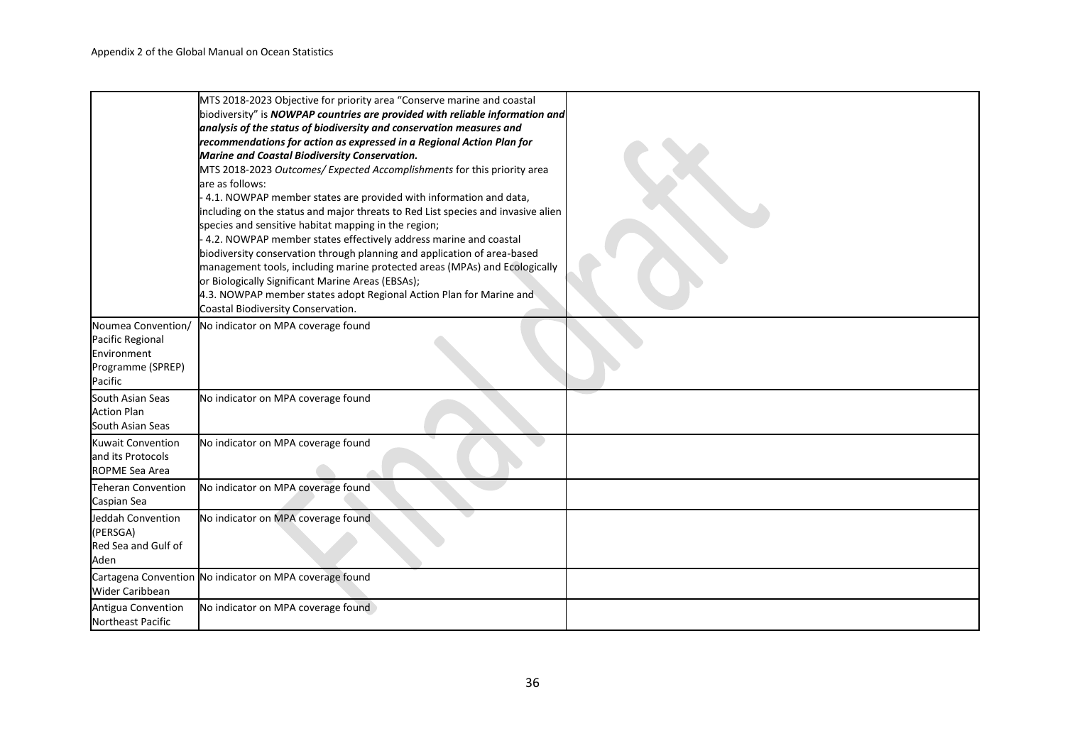| | | |
|---|---|---|
| | MTS 2018-2023 Objective for priority area "Conserve marine and coastal biodiversity" is ***NOWPAP countries are provided with reliable information and analysis of the status of biodiversity and conservation measures and recommendations for action as expressed in a Regional Action Plan for Marine and Coastal Biodiversity Conservation.*** <br> MTS 2018-2023 *Outcomes/ Expected Accomplishments* for this priority area are as follows: <br> - 4.1. NOWPAP member states are provided with information and data, including on the status and major threats to Red List species and invasive alien species and sensitive habitat mapping in the region; <br> - 4.2. NOWPAP member states effectively address marine and coastal biodiversity conservation through planning and application of area-based management tools, including marine protected areas (MPAs) and Ecologically or Biologically Significant Marine Areas (EBSAs); <br> 4.3. NOWPAP member states adopt Regional Action Plan for Marine and Coastal Biodiversity Conservation. | |
| Noumea Convention/ Pacific Regional Environment Programme (SPREP) Pacific | No indicator on MPA coverage found | |
| South Asian Seas Action Plan South Asian Seas | No indicator on MPA coverage found | |
| Kuwait Convention and its Protocols ROPME Sea Area | No indicator on MPA coverage found | |
| Teheran Convention Caspian Sea | No indicator on MPA coverage found | |
| Jeddah Convention (PERSGA) Red Sea and Gulf of Aden | No indicator on MPA coverage found | |
| Cartagena Convention Wider Caribbean | No indicator on MPA coverage found | |
| Antigua Convention Northeast Pacific | No indicator on MPA coverage found | |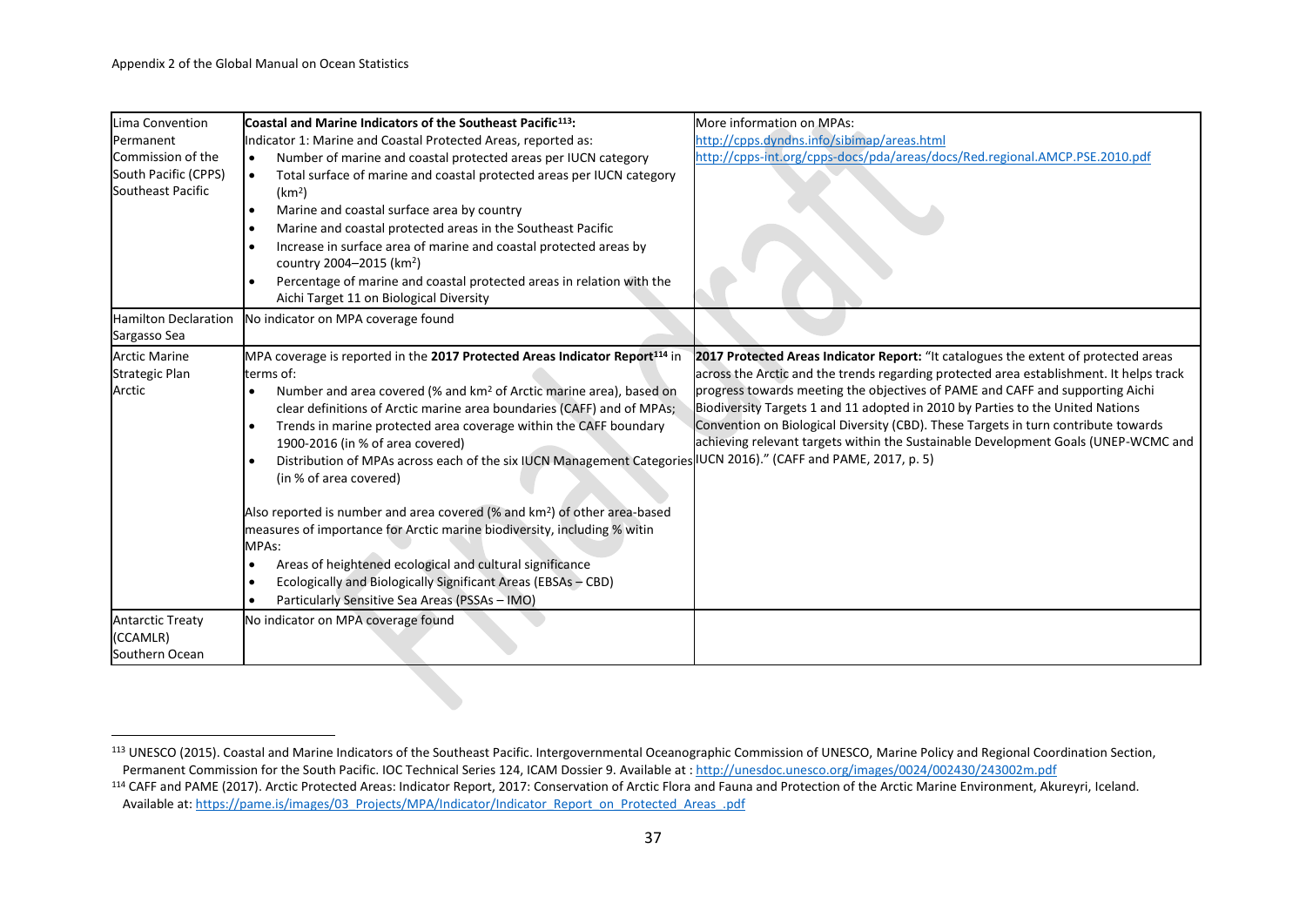| | | |
|---|---|---|
| Lima Convention<br>Permanent Commission of the South Pacific (CPPS)<br>Southeast Pacific | **Coastal and Marine Indicators of the Southeast Pacific[113]:**<br>Indicator 1: Marine and Coastal Protected Areas, reported as:<br>• Number of marine and coastal protected areas per IUCN category<br>• Total surface of marine and coastal protected areas per IUCN category ($km^2$)<br>• Marine and coastal surface area by country<br>• Marine and coastal protected areas in the Southeast Pacific<br>• Increase in surface area of marine and coastal protected areas by country 2004–2015 ($km^2$)<br>• Percentage of marine and coastal protected areas in relation with the Aichi Target 11 on Biological Diversity | More information on MPAs:<br>http://cpps.dyndns.info/sibimap/areas.html<br>http://cpps-int.org/cpps-docs/pda/areas/docs/Red.regional.AMCP.PSE.2010.pdf |
| Hamilton Declaration<br>Sargasso Sea | No indicator on MPA coverage found | |
| Arctic Marine Strategic Plan<br>Arctic | MPA coverage is reported in the **2017 Protected Areas Indicator Report[114]** in terms of:<br>• Number and area covered (% and $km^2$ of Arctic marine area), based on clear definitions of Arctic marine area boundaries (CAFF) and of MPAs;<br>• Trends in marine protected area coverage within the CAFF boundary 1900-2016 (in % of area covered)<br>• Distribution of MPAs across each of the six IUCN Management Categories (in % of area covered)<br><br>Also reported is number and area covered (% and $km^2$) of other area-based measures of importance for Arctic marine biodiversity, including % witin MPAs:<br>• Areas of heightened ecological and cultural significance<br>• Ecologically and Biologically Significant Areas (EBSAs – CBD)<br>• Particularly Sensitive Sea Areas (PSSAs – IMO) | **2017 Protected Areas Indicator Report:** "It catalogues the extent of protected areas across the Arctic and the trends regarding protected area establishment. It helps track progress towards meeting the objectives of PAME and CAFF and supporting Aichi Biodiversity Targets 1 and 11 adopted in 2010 by Parties to the United Nations Convention on Biological Diversity (CBD). These Targets in turn contribute towards achieving relevant targets within the Sustainable Development Goals (UNEP-WCMC and IUCN 2016)." (CAFF and PAME, 2017, p. 5) |
| Antarctic Treaty (CCAMLR)<br>Southern Ocean | No indicator on MPA coverage found | |

[113] UNESCO (2015). Coastal and Marine Indicators of the Southeast Pacific. Intergovernmental Oceanographic Commission of UNESCO, Marine Policy and Regional Coordination Section, Permanent Commission for the South Pacific. IOC Technical Series 124, ICAM Dossier 9. Available at : http://unesdoc.unesco.org/images/0024/002430/243002m.pdf

[114] CAFF and PAME (2017). Arctic Protected Areas: Indicator Report, 2017: Conservation of Arctic Flora and Fauna and Protection of the Arctic Marine Environment, Akureyri, Iceland. Available at: https://pame.is/images/03_Projects/MPA/Indicator/Indicator_Report_on_Protected_Areas_.pdf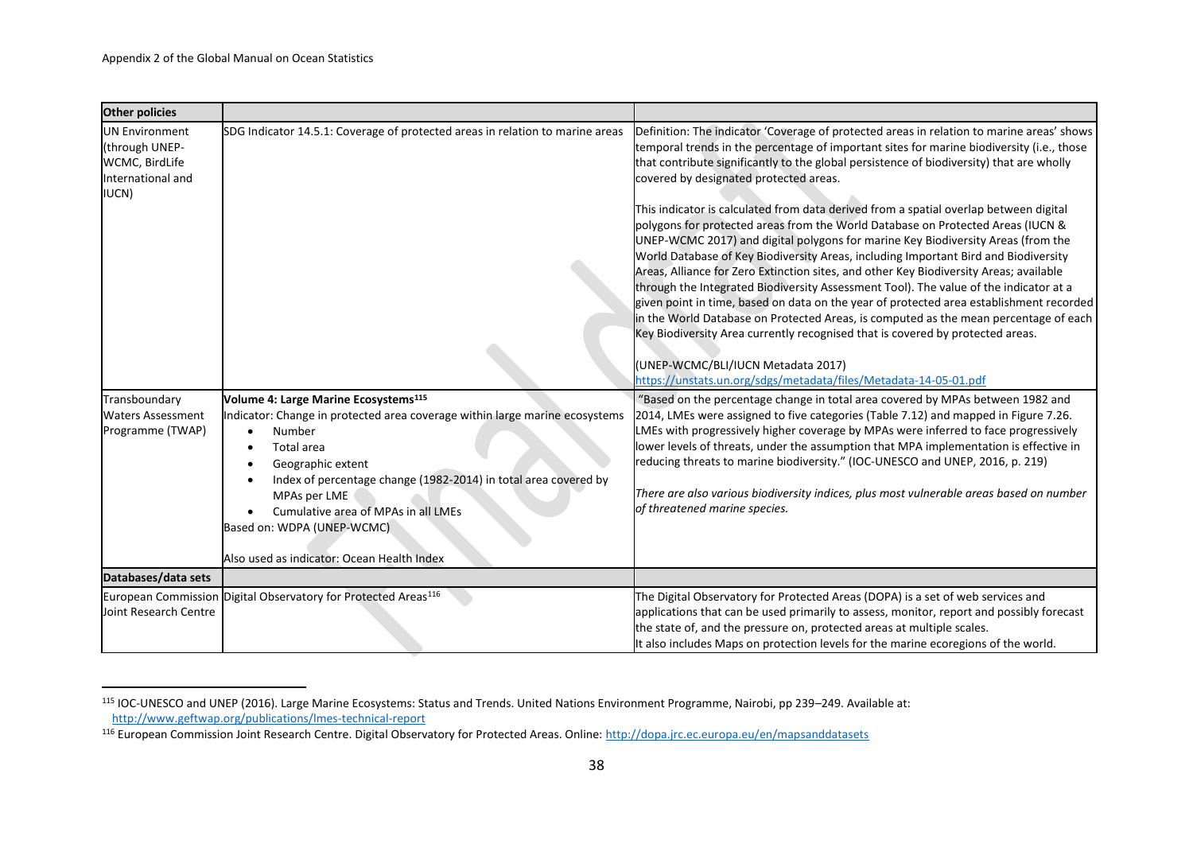| **Other policies** | | |
|---|---|---|
| UN Environment (through UNEP-WCMC, BirdLife International and IUCN) | SDG Indicator 14.5.1: Coverage of protected areas in relation to marine areas | Definition: The indicator 'Coverage of protected areas in relation to marine areas' shows temporal trends in the percentage of important sites for marine biodiversity (i.e., those that contribute significantly to the global persistence of biodiversity) that are wholly covered by designated protected areas.<br><br>This indicator is calculated from data derived from a spatial overlap between digital polygons for protected areas from the World Database on Protected Areas (IUCN & UNEP-WCMC 2017) and digital polygons for marine Key Biodiversity Areas (from the World Database of Key Biodiversity Areas, including Important Bird and Biodiversity Areas, Alliance for Zero Extinction sites, and other Key Biodiversity Areas; available through the Integrated Biodiversity Assessment Tool). The value of the indicator at a given point in time, based on data on the year of protected area establishment recorded in the World Database on Protected Areas, is computed as the mean percentage of each Key Biodiversity Area currently recognised that is covered by protected areas.<br><br>(UNEP-WCMC/BLI/IUCN Metadata 2017)<br>https://unstats.un.org/sdgs/metadata/files/Metadata-14-05-01.pdf |
| Transboundary Waters Assessment Programme (TWAP) | **Volume 4: Large Marine Ecosystems**[115]<br>Indicator: Change in protected area coverage within large marine ecosystems<br>• Number<br>• Total area<br>• Geographic extent<br>• Index of percentage change (1982-2014) in total area covered by MPAs per LME<br>• Cumulative area of MPAs in all LMEs<br>Based on: WDPA (UNEP-WCMC)<br><br>Also used as indicator: Ocean Health Index | "Based on the percentage change in total area covered by MPAs between 1982 and 2014, LMEs were assigned to five categories (Table 7.12) and mapped in Figure 7.26. LMEs with progressively higher coverage by MPAs were inferred to face progressively lower levels of threats, under the assumption that MPA implementation is effective in reducing threats to marine biodiversity." (IOC-UNESCO and UNEP, 2016, p. 219)<br><br>*There are also various biodiversity indices, plus most vulnerable areas based on number of threatened marine species.* |
| **Databases/data sets** | | |
| European Commission Joint Research Centre | Digital Observatory for Protected Areas[116] | The Digital Observatory for Protected Areas (DOPA) is a set of web services and applications that can be used primarily to assess, monitor, report and possibly forecast the state of, and the pressure on, protected areas at multiple scales.<br>It also includes Maps on protection levels for the marine ecoregions of the world. |

[115] IOC-UNESCO and UNEP (2016). Large Marine Ecosystems: Status and Trends. United Nations Environment Programme, Nairobi, pp 239–249. Available at: http://www.geftwap.org/publications/lmes-technical-report

[116] European Commission Joint Research Centre. Digital Observatory for Protected Areas. Online: http://dopa.jrc.ec.europa.eu/en/mapsanddatasets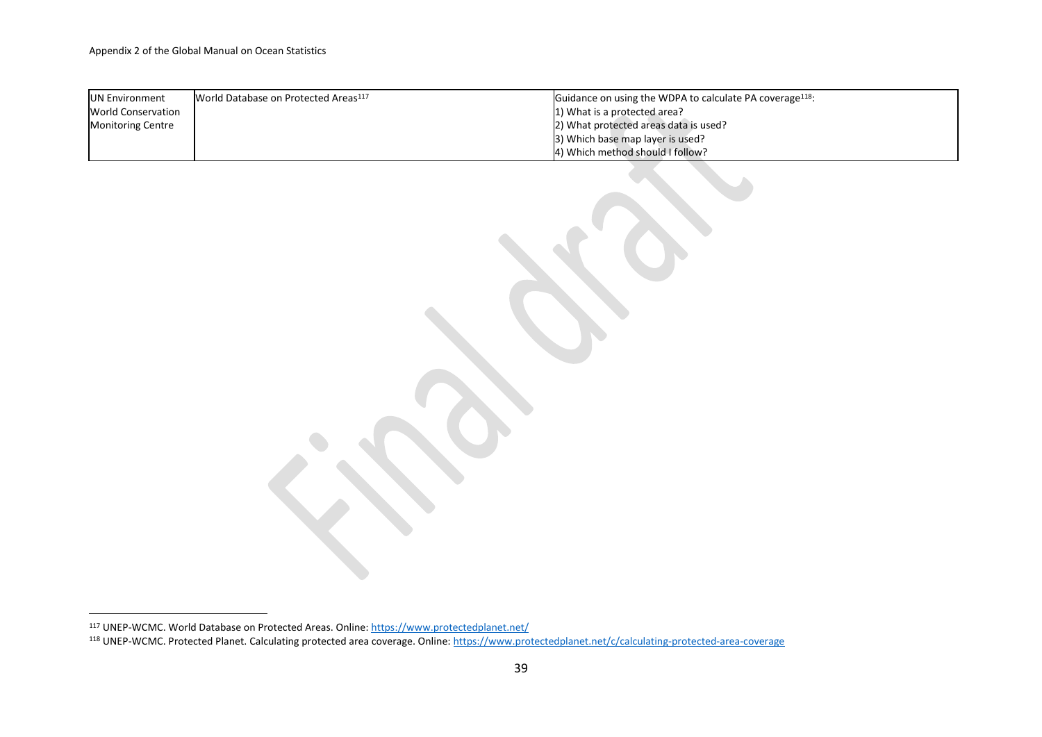| | | |
|---|---|---|
| UN Environment World Conservation Monitoring Centre | World Database on Protected Areas[117] | Guidance on using the WDPA to calculate PA coverage[118]:<br>1) What is a protected area?<br>2) What protected areas data is used?<br>3) Which base map layer is used?<br>4) Which method should I follow? |

[117] UNEP-WCMC. World Database on Protected Areas. Online: https://www.protectedplanet.net/

[118] UNEP-WCMC. Protected Planet. Calculating protected area coverage. Online: https://www.protectedplanet.net/c/calculating-protected-area-coverage